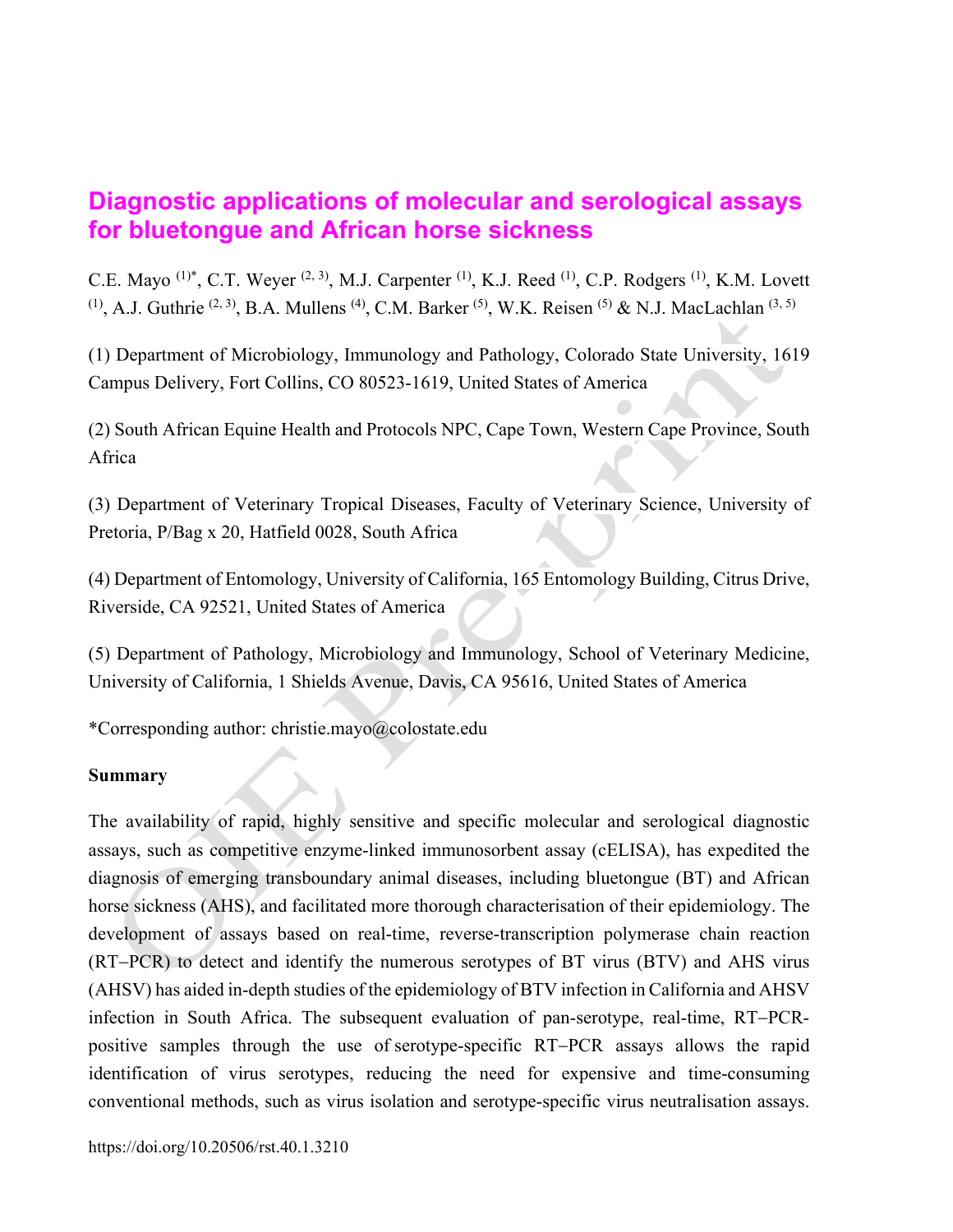# Diagnostic applications of molecular and serological assays for bluetongue and African horse sickness

C.E. Mayo [(1)*], C.T. Weyer [(2, 3)], M.J. Carpenter [(1)], K.J. Reed [(1)], C.P. Rodgers [(1)], K.M. Lovett [(1)], A.J. Guthrie [(2, 3)], B.A. Mullens [(4)], C.M. Barker [(5)], W.K. Reisen [(5)] & N.J. MacLachlan [(3, 5)]

(1) Department of Microbiology, Immunology and Pathology, Colorado State University, 1619 Campus Delivery, Fort Collins, CO 80523-1619, United States of America

(2) South African Equine Health and Protocols NPC, Cape Town, Western Cape Province, South Africa

(3) Department of Veterinary Tropical Diseases, Faculty of Veterinary Science, University of Pretoria, P/Bag x 20, Hatfield 0028, South Africa

(4) Department of Entomology, University of California, 165 Entomology Building, Citrus Drive, Riverside, CA 92521, United States of America

(5) Department of Pathology, Microbiology and Immunology, School of Veterinary Medicine, University of California, 1 Shields Avenue, Davis, CA 95616, United States of America

*Corresponding author: christie.mayo@colostate.edu

**Summary**

The availability of rapid, highly sensitive and specific molecular and serological diagnostic assays, such as competitive enzyme-linked immunosorbent assay (cELISA), has expedited the diagnosis of emerging transboundary animal diseases, including bluetongue (BT) and African horse sickness (AHS), and facilitated more thorough characterisation of their epidemiology. The development of assays based on real-time, reverse-transcription polymerase chain reaction (RT–PCR) to detect and identify the numerous serotypes of BT virus (BTV) and AHS virus (AHSV) has aided in-depth studies of the epidemiology of BTV infection in California and AHSV infection in South Africa. The subsequent evaluation of pan-serotype, real-time, RT–PCR-positive samples through the use of serotype-specific RT–PCR assays allows the rapid identification of virus serotypes, reducing the need for expensive and time-consuming conventional methods, such as virus isolation and serotype-specific virus neutralisation assays.

https://doi.org/10.20506/rst.40.1.3210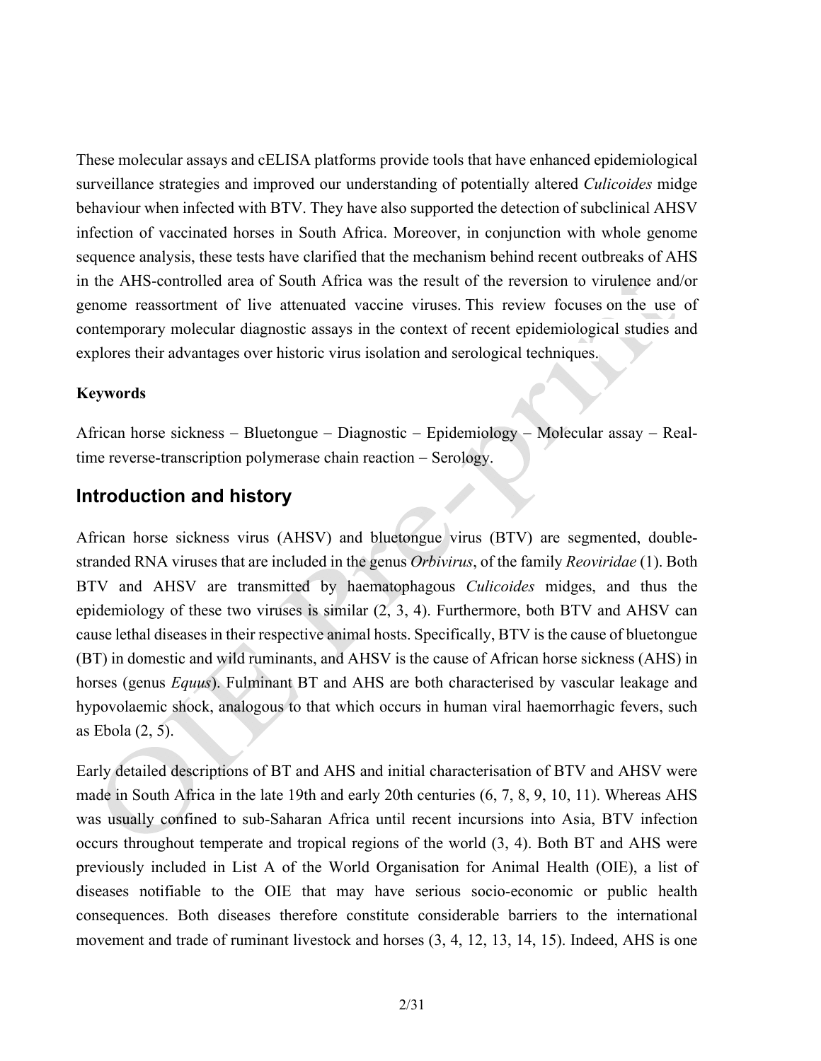These molecular assays and cELISA platforms provide tools that have enhanced epidemiological surveillance strategies and improved our understanding of potentially altered *Culicoides* midge behaviour when infected with BTV. They have also supported the detection of subclinical AHSV infection of vaccinated horses in South Africa. Moreover, in conjunction with whole genome sequence analysis, these tests have clarified that the mechanism behind recent outbreaks of AHS in the AHS-controlled area of South Africa was the result of the reversion to virulence and/or genome reassortment of live attenuated vaccine viruses. This review focuses on the use of contemporary molecular diagnostic assays in the context of recent epidemiological studies and explores their advantages over historic virus isolation and serological techniques.

**Keywords**

African horse sickness – Bluetongue – Diagnostic – Epidemiology – Molecular assay – Real-time reverse-transcription polymerase chain reaction – Serology.

## Introduction and history

African horse sickness virus (AHSV) and bluetongue virus (BTV) are segmented, double-stranded RNA viruses that are included in the genus *Orbivirus*, of the family *Reoviridae* (1). Both BTV and AHSV are transmitted by haematophagous *Culicoides* midges, and thus the epidemiology of these two viruses is similar (2, 3, 4). Furthermore, both BTV and AHSV can cause lethal diseases in their respective animal hosts. Specifically, BTV is the cause of bluetongue (BT) in domestic and wild ruminants, and AHSV is the cause of African horse sickness (AHS) in horses (genus *Equus*). Fulminant BT and AHS are both characterised by vascular leakage and hypovolaemic shock, analogous to that which occurs in human viral haemorrhagic fevers, such as Ebola (2, 5).

Early detailed descriptions of BT and AHS and initial characterisation of BTV and AHSV were made in South Africa in the late 19th and early 20th centuries (6, 7, 8, 9, 10, 11). Whereas AHS was usually confined to sub-Saharan Africa until recent incursions into Asia, BTV infection occurs throughout temperate and tropical regions of the world (3, 4). Both BT and AHS were previously included in List A of the World Organisation for Animal Health (OIE), a list of diseases notifiable to the OIE that may have serious socio-economic or public health consequences. Both diseases therefore constitute considerable barriers to the international movement and trade of ruminant livestock and horses (3, 4, 12, 13, 14, 15). Indeed, AHS is one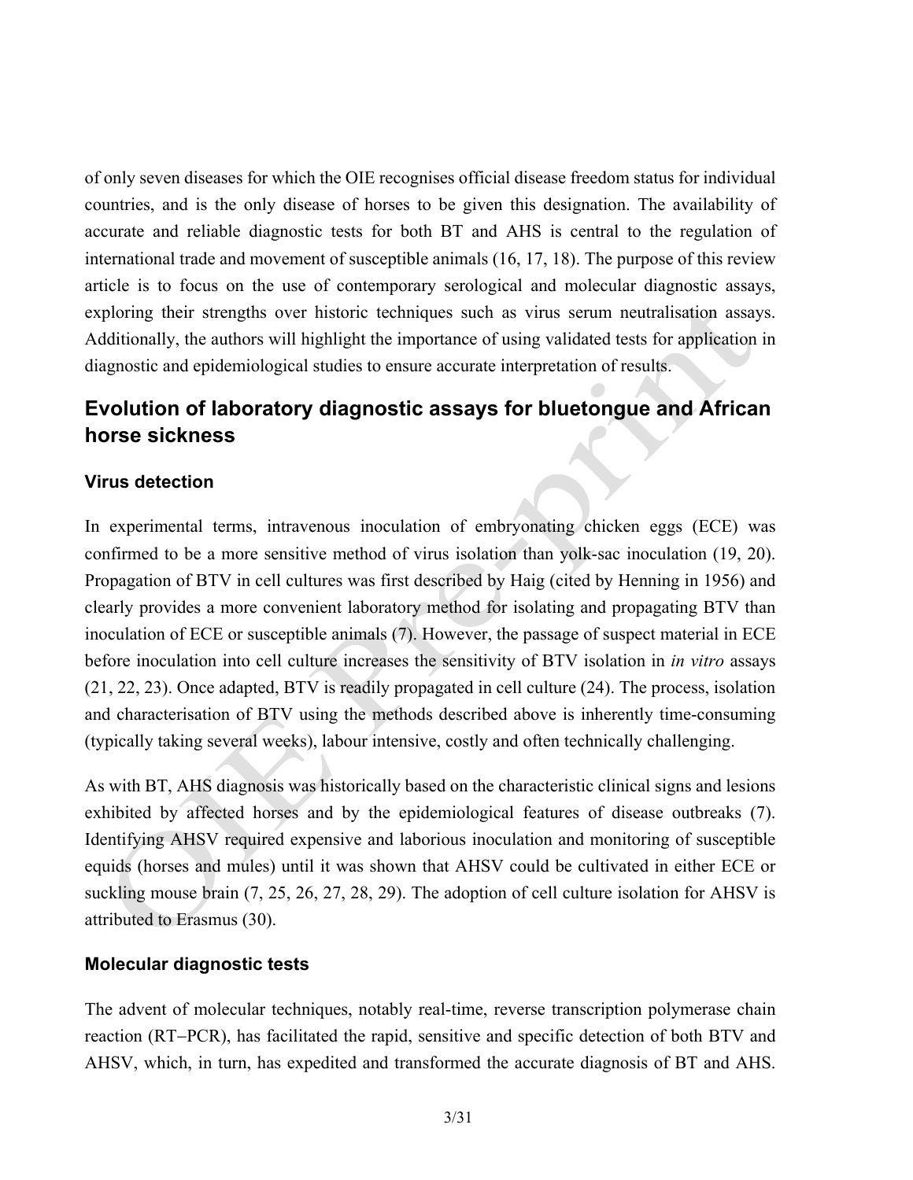of only seven diseases for which the OIE recognises official disease freedom status for individual countries, and is the only disease of horses to be given this designation. The availability of accurate and reliable diagnostic tests for both BT and AHS is central to the regulation of international trade and movement of susceptible animals (16, 17, 18). The purpose of this review article is to focus on the use of contemporary serological and molecular diagnostic assays, exploring their strengths over historic techniques such as virus serum neutralisation assays. Additionally, the authors will highlight the importance of using validated tests for application in diagnostic and epidemiological studies to ensure accurate interpretation of results.

## Evolution of laboratory diagnostic assays for bluetongue and African horse sickness

### Virus detection

In experimental terms, intravenous inoculation of embryonating chicken eggs (ECE) was confirmed to be a more sensitive method of virus isolation than yolk-sac inoculation (19, 20). Propagation of BTV in cell cultures was first described by Haig (cited by Henning in 1956) and clearly provides a more convenient laboratory method for isolating and propagating BTV than inoculation of ECE or susceptible animals (7). However, the passage of suspect material in ECE before inoculation into cell culture increases the sensitivity of BTV isolation in *in vitro* assays (21, 22, 23). Once adapted, BTV is readily propagated in cell culture (24). The process, isolation and characterisation of BTV using the methods described above is inherently time-consuming (typically taking several weeks), labour intensive, costly and often technically challenging.

As with BT, AHS diagnosis was historically based on the characteristic clinical signs and lesions exhibited by affected horses and by the epidemiological features of disease outbreaks (7). Identifying AHSV required expensive and laborious inoculation and monitoring of susceptible equids (horses and mules) until it was shown that AHSV could be cultivated in either ECE or suckling mouse brain (7, 25, 26, 27, 28, 29). The adoption of cell culture isolation for AHSV is attributed to Erasmus (30).

### Molecular diagnostic tests

The advent of molecular techniques, notably real-time, reverse transcription polymerase chain reaction (RT–PCR), has facilitated the rapid, sensitive and specific detection of both BTV and AHSV, which, in turn, has expedited and transformed the accurate diagnosis of BT and AHS.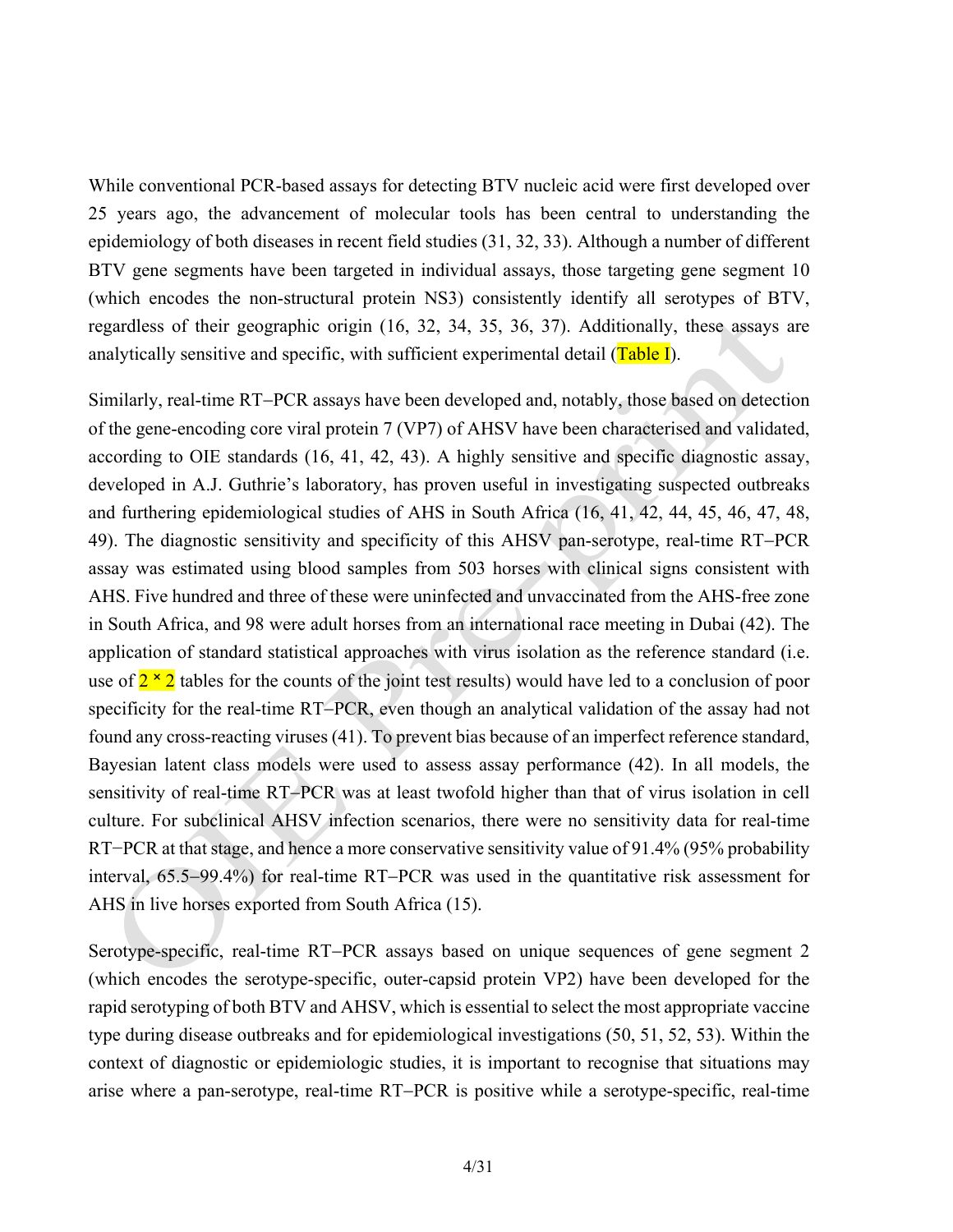While conventional PCR-based assays for detecting BTV nucleic acid were first developed over 25 years ago, the advancement of molecular tools has been central to understanding the epidemiology of both diseases in recent field studies (31, 32, 33). Although a number of different BTV gene segments have been targeted in individual assays, those targeting gene segment 10 (which encodes the non-structural protein NS3) consistently identify all serotypes of BTV, regardless of their geographic origin (16, 32, 34, 35, 36, 37). Additionally, these assays are analytically sensitive and specific, with sufficient experimental detail (Table I).

Similarly, real-time RT−PCR assays have been developed and, notably, those based on detection of the gene-encoding core viral protein 7 (VP7) of AHSV have been characterised and validated, according to OIE standards (16, 41, 42, 43). A highly sensitive and specific diagnostic assay, developed in A.J. Guthrie's laboratory, has proven useful in investigating suspected outbreaks and furthering epidemiological studies of AHS in South Africa (16, 41, 42, 44, 45, 46, 47, 48, 49). The diagnostic sensitivity and specificity of this AHSV pan-serotype, real-time RT−PCR assay was estimated using blood samples from 503 horses with clinical signs consistent with AHS. Five hundred and three of these were uninfected and unvaccinated from the AHS-free zone in South Africa, and 98 were adult horses from an international race meeting in Dubai (42). The application of standard statistical approaches with virus isolation as the reference standard (i.e. use of $2 \times 2$ tables for the counts of the joint test results) would have led to a conclusion of poor specificity for the real-time RT−PCR, even though an analytical validation of the assay had not found any cross-reacting viruses (41). To prevent bias because of an imperfect reference standard, Bayesian latent class models were used to assess assay performance (42). In all models, the sensitivity of real-time RT−PCR was at least twofold higher than that of virus isolation in cell culture. For subclinical AHSV infection scenarios, there were no sensitivity data for real-time RT−PCR at that stage, and hence a more conservative sensitivity value of 91.4% (95% probability interval, 65.5−99.4%) for real-time RT−PCR was used in the quantitative risk assessment for AHS in live horses exported from South Africa (15).

Serotype-specific, real-time RT−PCR assays based on unique sequences of gene segment 2 (which encodes the serotype-specific, outer-capsid protein VP2) have been developed for the rapid serotyping of both BTV and AHSV, which is essential to select the most appropriate vaccine type during disease outbreaks and for epidemiological investigations (50, 51, 52, 53). Within the context of diagnostic or epidemiologic studies, it is important to recognise that situations may arise where a pan-serotype, real-time RT−PCR is positive while a serotype-specific, real-time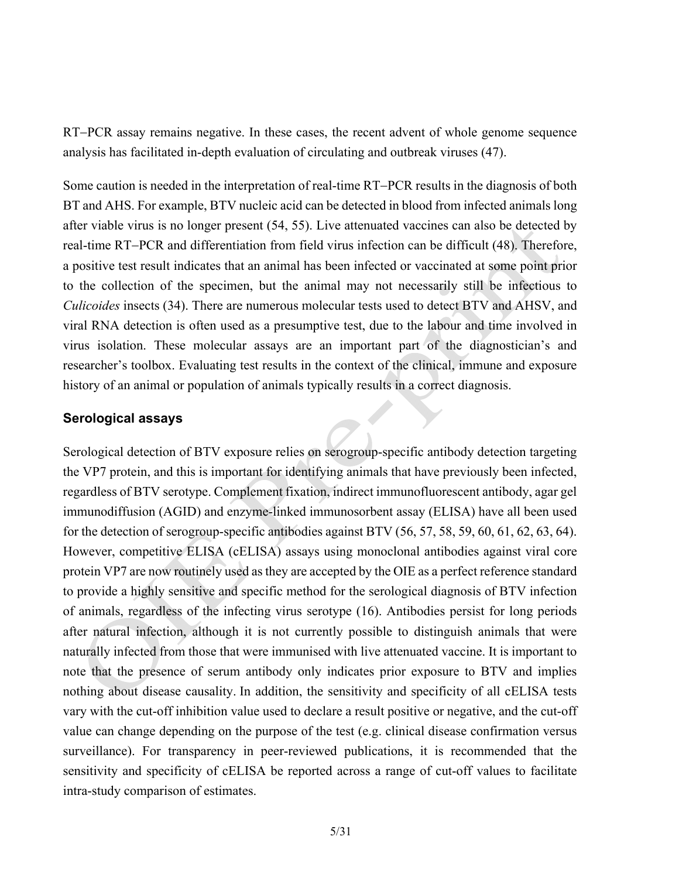RT−PCR assay remains negative. In these cases, the recent advent of whole genome sequence analysis has facilitated in-depth evaluation of circulating and outbreak viruses (47).

Some caution is needed in the interpretation of real-time RT−PCR results in the diagnosis of both BT and AHS. For example, BTV nucleic acid can be detected in blood from infected animals long after viable virus is no longer present (54, 55). Live attenuated vaccines can also be detected by real-time RT−PCR and differentiation from field virus infection can be difficult (48). Therefore, a positive test result indicates that an animal has been infected or vaccinated at some point prior to the collection of the specimen, but the animal may not necessarily still be infectious to *Culicoides* insects (34). There are numerous molecular tests used to detect BTV and AHSV, and viral RNA detection is often used as a presumptive test, due to the labour and time involved in virus isolation. These molecular assays are an important part of the diagnostician's and researcher's toolbox. Evaluating test results in the context of the clinical, immune and exposure history of an animal or population of animals typically results in a correct diagnosis.

## Serological assays

Serological detection of BTV exposure relies on serogroup-specific antibody detection targeting the VP7 protein, and this is important for identifying animals that have previously been infected, regardless of BTV serotype. Complement fixation, indirect immunofluorescent antibody, agar gel immunodiffusion (AGID) and enzyme-linked immunosorbent assay (ELISA) have all been used for the detection of serogroup-specific antibodies against BTV (56, 57, 58, 59, 60, 61, 62, 63, 64). However, competitive ELISA (cELISA) assays using monoclonal antibodies against viral core protein VP7 are now routinely used as they are accepted by the OIE as a perfect reference standard to provide a highly sensitive and specific method for the serological diagnosis of BTV infection of animals, regardless of the infecting virus serotype (16). Antibodies persist for long periods after natural infection, although it is not currently possible to distinguish animals that were naturally infected from those that were immunised with live attenuated vaccine. It is important to note that the presence of serum antibody only indicates prior exposure to BTV and implies nothing about disease causality. In addition, the sensitivity and specificity of all cELISA tests vary with the cut-off inhibition value used to declare a result positive or negative, and the cut-off value can change depending on the purpose of the test (e.g. clinical disease confirmation versus surveillance). For transparency in peer-reviewed publications, it is recommended that the sensitivity and specificity of cELISA be reported across a range of cut-off values to facilitate intra-study comparison of estimates.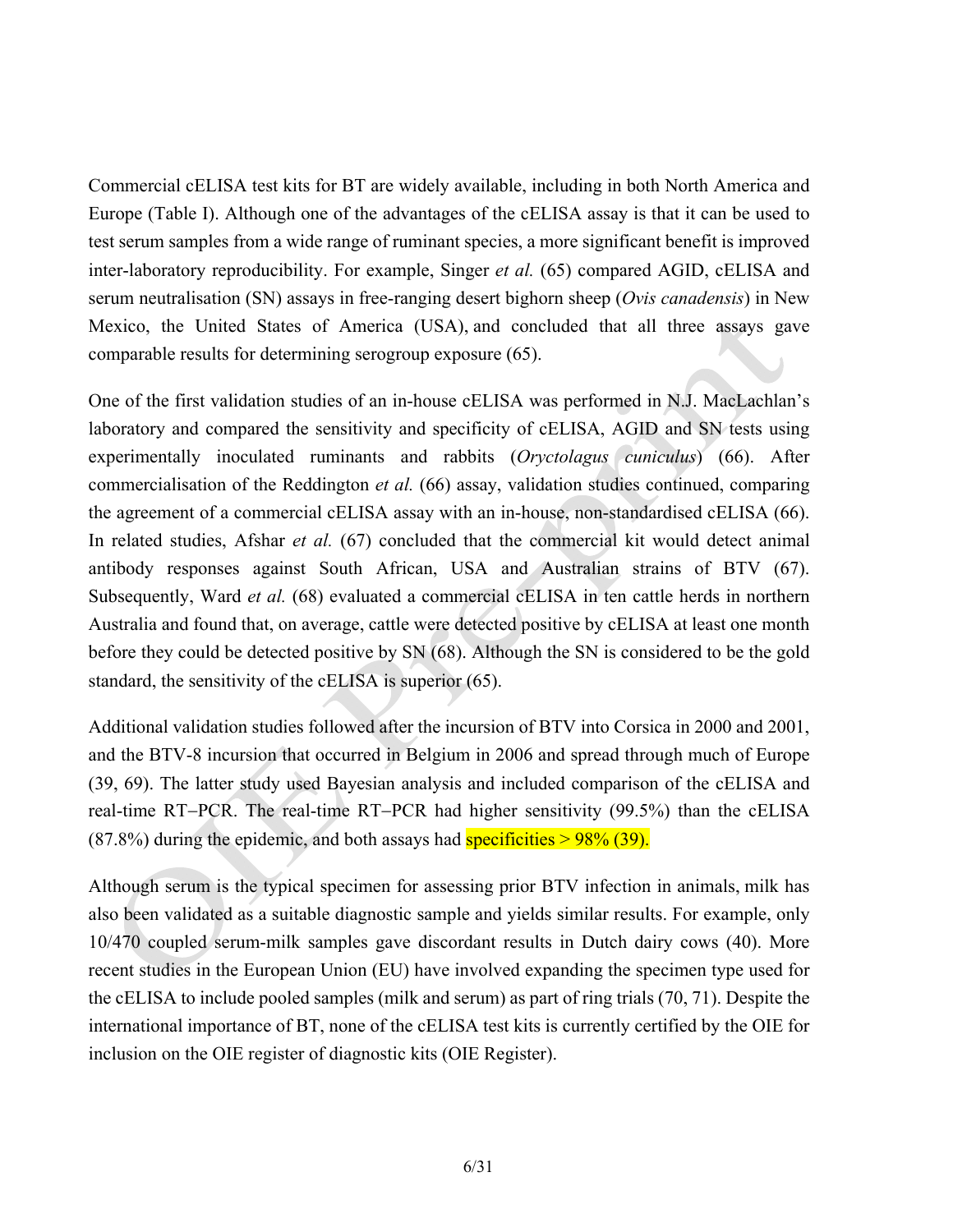Commercial cELISA test kits for BT are widely available, including in both North America and Europe (Table I). Although one of the advantages of the cELISA assay is that it can be used to test serum samples from a wide range of ruminant species, a more significant benefit is improved inter-laboratory reproducibility. For example, Singer *et al.* (65) compared AGID, cELISA and serum neutralisation (SN) assays in free-ranging desert bighorn sheep (*Ovis canadensis*) in New Mexico, the United States of America (USA), and concluded that all three assays gave comparable results for determining serogroup exposure (65).

One of the first validation studies of an in-house cELISA was performed in N.J. MacLachlan's laboratory and compared the sensitivity and specificity of cELISA, AGID and SN tests using experimentally inoculated ruminants and rabbits (*Oryctolagus cuniculus*) (66). After commercialisation of the Reddington *et al.* (66) assay, validation studies continued, comparing the agreement of a commercial cELISA assay with an in-house, non-standardised cELISA (66). In related studies, Afshar *et al.* (67) concluded that the commercial kit would detect animal antibody responses against South African, USA and Australian strains of BTV (67). Subsequently, Ward *et al.* (68) evaluated a commercial cELISA in ten cattle herds in northern Australia and found that, on average, cattle were detected positive by cELISA at least one month before they could be detected positive by SN (68). Although the SN is considered to be the gold standard, the sensitivity of the cELISA is superior (65).

Additional validation studies followed after the incursion of BTV into Corsica in 2000 and 2001, and the BTV-8 incursion that occurred in Belgium in 2006 and spread through much of Europe (39, 69). The latter study used Bayesian analysis and included comparison of the cELISA and real-time RT−PCR. The real-time RT−PCR had higher sensitivity (99.5%) than the cELISA (87.8%) during the epidemic, and both assays had specificities > 98% (39).

Although serum is the typical specimen for assessing prior BTV infection in animals, milk has also been validated as a suitable diagnostic sample and yields similar results. For example, only 10/470 coupled serum-milk samples gave discordant results in Dutch dairy cows (40). More recent studies in the European Union (EU) have involved expanding the specimen type used for the cELISA to include pooled samples (milk and serum) as part of ring trials (70, 71). Despite the international importance of BT, none of the cELISA test kits is currently certified by the OIE for inclusion on the OIE register of diagnostic kits (OIE Register).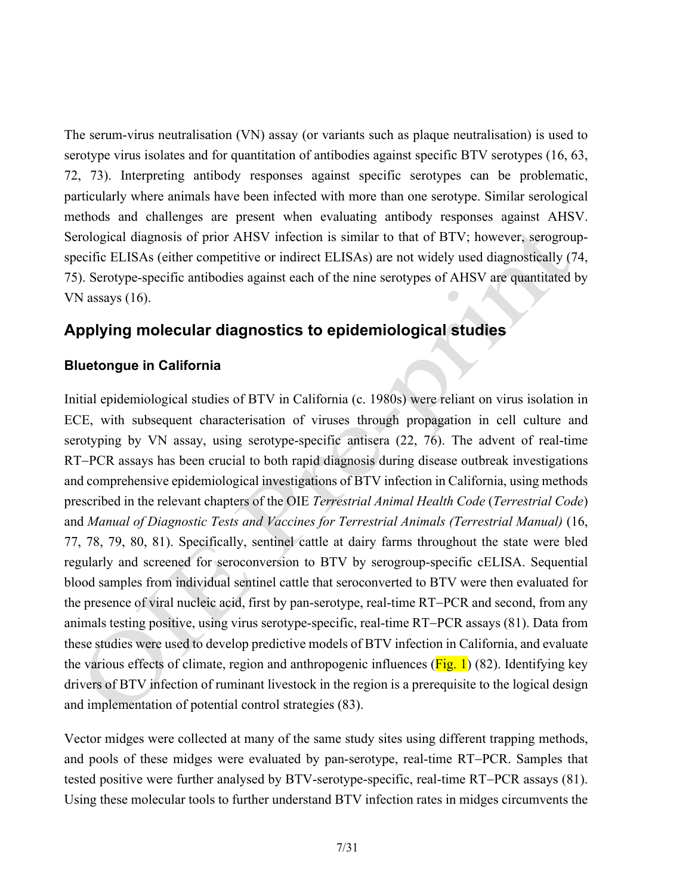The serum-virus neutralisation (VN) assay (or variants such as plaque neutralisation) is used to serotype virus isolates and for quantitation of antibodies against specific BTV serotypes (16, 63, 72, 73). Interpreting antibody responses against specific serotypes can be problematic, particularly where animals have been infected with more than one serotype. Similar serological methods and challenges are present when evaluating antibody responses against AHSV. Serological diagnosis of prior AHSV infection is similar to that of BTV; however, serogroup-specific ELISAs (either competitive or indirect ELISAs) are not widely used diagnostically (74, 75). Serotype-specific antibodies against each of the nine serotypes of AHSV are quantitated by VN assays (16).

## Applying molecular diagnostics to epidemiological studies

### Bluetongue in California

Initial epidemiological studies of BTV in California (c. 1980s) were reliant on virus isolation in ECE, with subsequent characterisation of viruses through propagation in cell culture and serotyping by VN assay, using serotype-specific antisera (22, 76). The advent of real-time RT−PCR assays has been crucial to both rapid diagnosis during disease outbreak investigations and comprehensive epidemiological investigations of BTV infection in California, using methods prescribed in the relevant chapters of the OIE *Terrestrial Animal Health Code* (*Terrestrial Code*) and *Manual of Diagnostic Tests and Vaccines for Terrestrial Animals (Terrestrial Manual)* (16, 77, 78, 79, 80, 81). Specifically, sentinel cattle at dairy farms throughout the state were bled regularly and screened for seroconversion to BTV by serogroup-specific cELISA. Sequential blood samples from individual sentinel cattle that seroconverted to BTV were then evaluated for the presence of viral nucleic acid, first by pan-serotype, real-time RT−PCR and second, from any animals testing positive, using virus serotype-specific, real-time RT−PCR assays (81). Data from these studies were used to develop predictive models of BTV infection in California, and evaluate the various effects of climate, region and anthropogenic influences (Fig. 1) (82). Identifying key drivers of BTV infection of ruminant livestock in the region is a prerequisite to the logical design and implementation of potential control strategies (83).

Vector midges were collected at many of the same study sites using different trapping methods, and pools of these midges were evaluated by pan-serotype, real-time RT−PCR. Samples that tested positive were further analysed by BTV-serotype-specific, real-time RT−PCR assays (81). Using these molecular tools to further understand BTV infection rates in midges circumvents the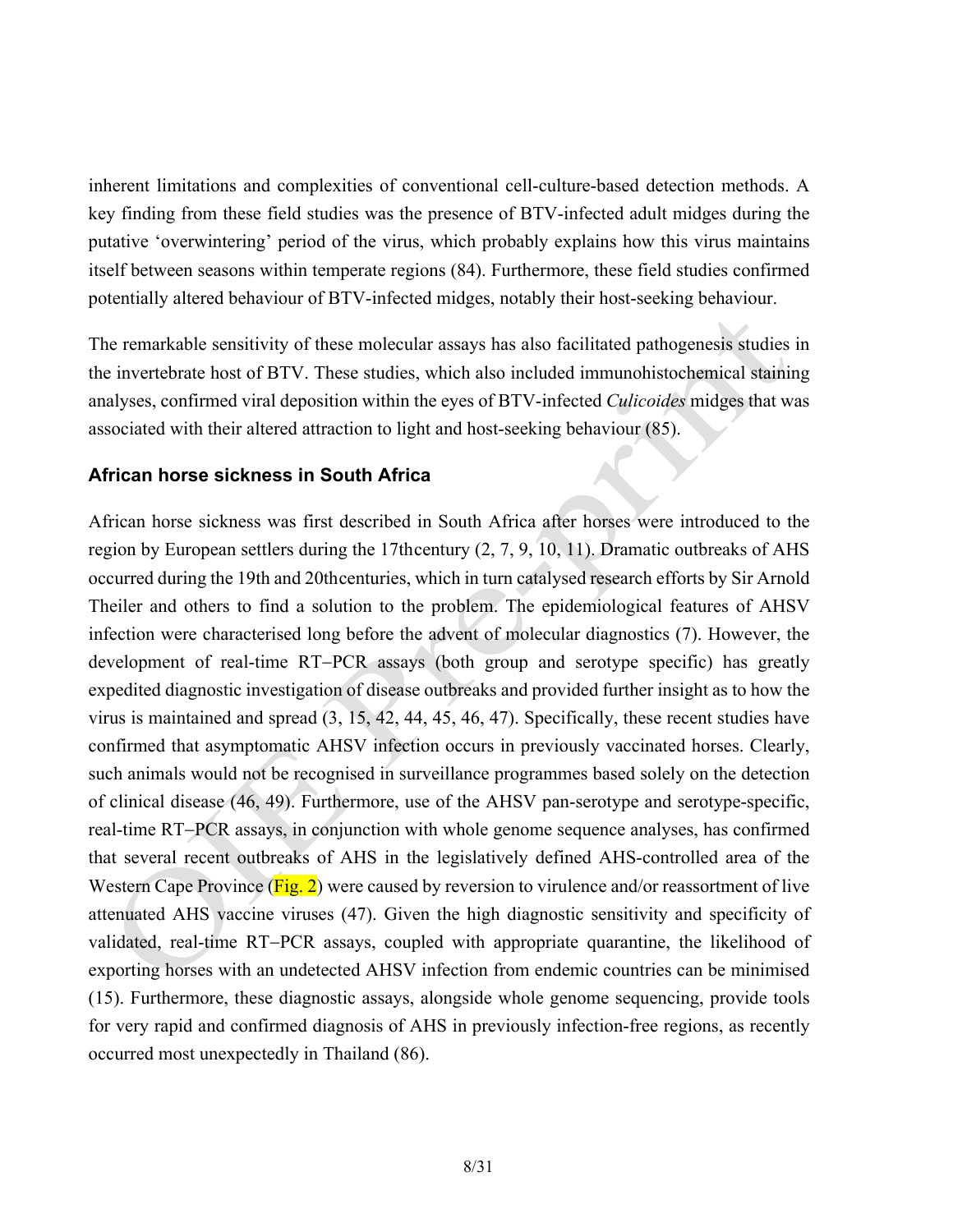inherent limitations and complexities of conventional cell-culture-based detection methods. A key finding from these field studies was the presence of BTV-infected adult midges during the putative 'overwintering' period of the virus, which probably explains how this virus maintains itself between seasons within temperate regions (84). Furthermore, these field studies confirmed potentially altered behaviour of BTV-infected midges, notably their host-seeking behaviour.

The remarkable sensitivity of these molecular assays has also facilitated pathogenesis studies in the invertebrate host of BTV. These studies, which also included immunohistochemical staining analyses, confirmed viral deposition within the eyes of BTV-infected *Culicoides* midges that was associated with their altered attraction to light and host-seeking behaviour (85).

### African horse sickness in South Africa

African horse sickness was first described in South Africa after horses were introduced to the region by European settlers during the 17thcentury (2, 7, 9, 10, 11). Dramatic outbreaks of AHS occurred during the 19th and 20thcenturies, which in turn catalysed research efforts by Sir Arnold Theiler and others to find a solution to the problem. The epidemiological features of AHSV infection were characterised long before the advent of molecular diagnostics (7). However, the development of real-time RT−PCR assays (both group and serotype specific) has greatly expedited diagnostic investigation of disease outbreaks and provided further insight as to how the virus is maintained and spread (3, 15, 42, 44, 45, 46, 47). Specifically, these recent studies have confirmed that asymptomatic AHSV infection occurs in previously vaccinated horses. Clearly, such animals would not be recognised in surveillance programmes based solely on the detection of clinical disease (46, 49). Furthermore, use of the AHSV pan-serotype and serotype-specific, real-time RT−PCR assays, in conjunction with whole genome sequence analyses, has confirmed that several recent outbreaks of AHS in the legislatively defined AHS-controlled area of the Western Cape Province (Fig. 2) were caused by reversion to virulence and/or reassortment of live attenuated AHS vaccine viruses (47). Given the high diagnostic sensitivity and specificity of validated, real-time RT−PCR assays, coupled with appropriate quarantine, the likelihood of exporting horses with an undetected AHSV infection from endemic countries can be minimised (15). Furthermore, these diagnostic assays, alongside whole genome sequencing, provide tools for very rapid and confirmed diagnosis of AHS in previously infection-free regions, as recently occurred most unexpectedly in Thailand (86).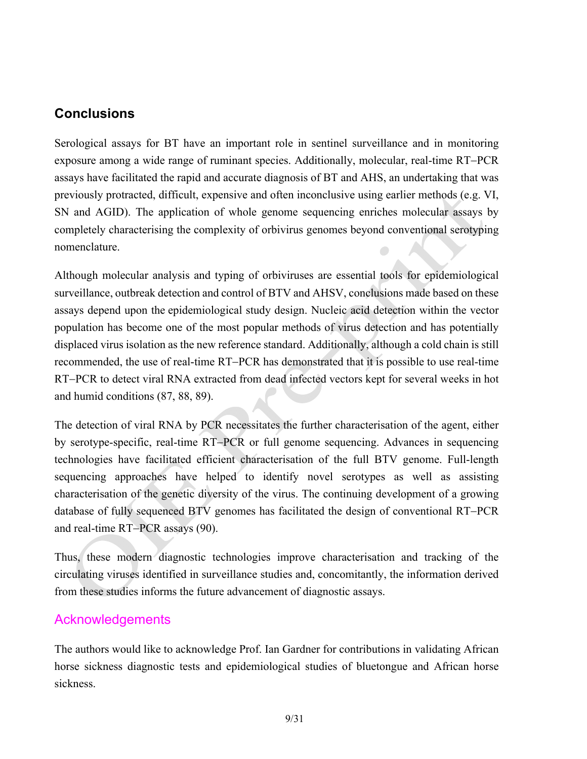## Conclusions

Serological assays for BT have an important role in sentinel surveillance and in monitoring exposure among a wide range of ruminant species. Additionally, molecular, real-time RT−PCR assays have facilitated the rapid and accurate diagnosis of BT and AHS, an undertaking that was previously protracted, difficult, expensive and often inconclusive using earlier methods (e.g. VI, SN and AGID). The application of whole genome sequencing enriches molecular assays by completely characterising the complexity of orbivirus genomes beyond conventional serotyping nomenclature.

Although molecular analysis and typing of orbiviruses are essential tools for epidemiological surveillance, outbreak detection and control of BTV and AHSV, conclusions made based on these assays depend upon the epidemiological study design. Nucleic acid detection within the vector population has become one of the most popular methods of virus detection and has potentially displaced virus isolation as the new reference standard. Additionally, although a cold chain is still recommended, the use of real-time RT−PCR has demonstrated that it is possible to use real-time RT−PCR to detect viral RNA extracted from dead infected vectors kept for several weeks in hot and humid conditions (87, 88, 89).

The detection of viral RNA by PCR necessitates the further characterisation of the agent, either by serotype-specific, real-time RT−PCR or full genome sequencing. Advances in sequencing technologies have facilitated efficient characterisation of the full BTV genome. Full-length sequencing approaches have helped to identify novel serotypes as well as assisting characterisation of the genetic diversity of the virus. The continuing development of a growing database of fully sequenced BTV genomes has facilitated the design of conventional RT−PCR and real-time RT−PCR assays (90).

Thus, these modern diagnostic technologies improve characterisation and tracking of the circulating viruses identified in surveillance studies and, concomitantly, the information derived from these studies informs the future advancement of diagnostic assays.

## Acknowledgements

The authors would like to acknowledge Prof. Ian Gardner for contributions in validating African horse sickness diagnostic tests and epidemiological studies of bluetongue and African horse sickness.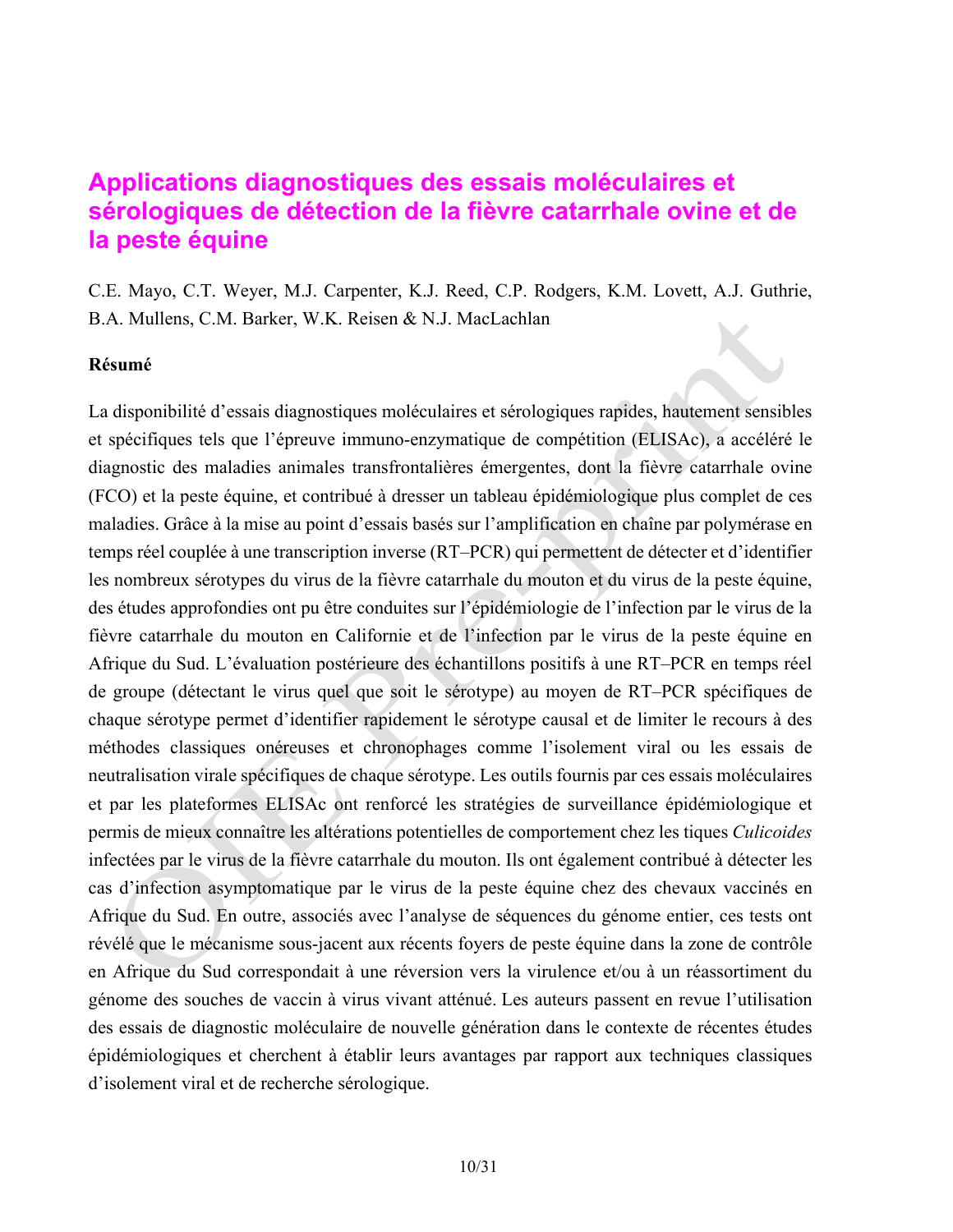# Applications diagnostiques des essais moléculaires et sérologiques de détection de la fièvre catarrhale ovine et de la peste équine

C.E. Mayo, C.T. Weyer, M.J. Carpenter, K.J. Reed, C.P. Rodgers, K.M. Lovett, A.J. Guthrie, B.A. Mullens, C.M. Barker, W.K. Reisen & N.J. MacLachlan

**Résumé**

La disponibilité d'essais diagnostiques moléculaires et sérologiques rapides, hautement sensibles et spécifiques tels que l'épreuve immuno-enzymatique de compétition (ELISAc), a accéléré le diagnostic des maladies animales transfrontalières émergentes, dont la fièvre catarrhale ovine (FCO) et la peste équine, et contribué à dresser un tableau épidémiologique plus complet de ces maladies. Grâce à la mise au point d'essais basés sur l'amplification en chaîne par polymérase en temps réel couplée à une transcription inverse (RT–PCR) qui permettent de détecter et d'identifier les nombreux sérotypes du virus de la fièvre catarrhale du mouton et du virus de la peste équine, des études approfondies ont pu être conduites sur l'épidémiologie de l'infection par le virus de la fièvre catarrhale du mouton en Californie et de l'infection par le virus de la peste équine en Afrique du Sud. L'évaluation postérieure des échantillons positifs à une RT–PCR en temps réel de groupe (détectant le virus quel que soit le sérotype) au moyen de RT–PCR spécifiques de chaque sérotype permet d'identifier rapidement le sérotype causal et de limiter le recours à des méthodes classiques onéreuses et chronophages comme l'isolement viral ou les essais de neutralisation virale spécifiques de chaque sérotype. Les outils fournis par ces essais moléculaires et par les plateformes ELISAc ont renforcé les stratégies de surveillance épidémiologique et permis de mieux connaître les altérations potentielles de comportement chez les tiques *Culicoides* infectées par le virus de la fièvre catarrhale du mouton. Ils ont également contribué à détecter les cas d'infection asymptomatique par le virus de la peste équine chez des chevaux vaccinés en Afrique du Sud. En outre, associés avec l'analyse de séquences du génome entier, ces tests ont révélé que le mécanisme sous-jacent aux récents foyers de peste équine dans la zone de contrôle en Afrique du Sud correspondait à une réversion vers la virulence et/ou à un réassortiment du génome des souches de vaccin à virus vivant atténué. Les auteurs passent en revue l'utilisation des essais de diagnostic moléculaire de nouvelle génération dans le contexte de récentes études épidémiologiques et cherchent à établir leurs avantages par rapport aux techniques classiques d'isolement viral et de recherche sérologique.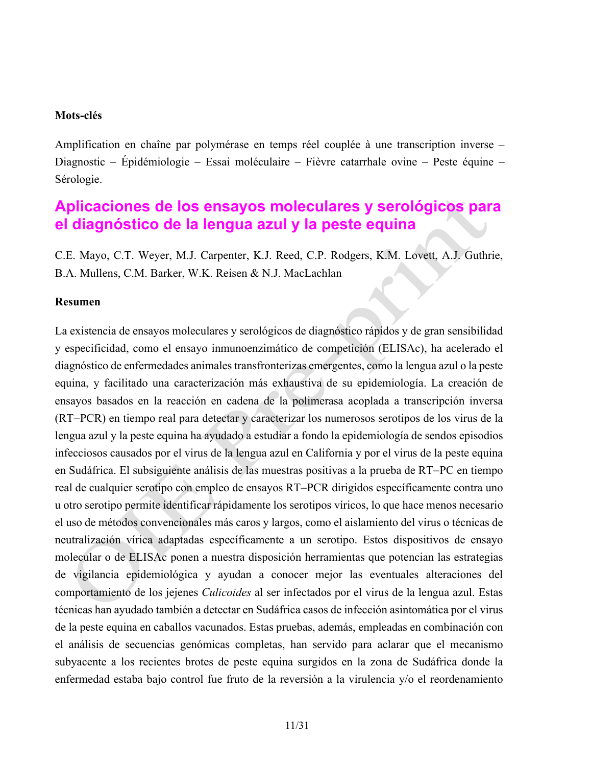**Mots-clés**

Amplification en chaîne par polymérase en temps réel couplée à une transcription inverse – Diagnostic – Épidémiologie – Essai moléculaire – Fièvre catarrhale ovine – Peste équine – Sérologie.

## Aplicaciones de los ensayos moleculares y serológicos para el diagnóstico de la lengua azul y la peste equina

C.E. Mayo, C.T. Weyer, M.J. Carpenter, K.J. Reed, C.P. Rodgers, K.M. Lovett, A.J. Guthrie, B.A. Mullens, C.M. Barker, W.K. Reisen & N.J. MacLachlan

**Resumen**

La existencia de ensayos moleculares y serológicos de diagnóstico rápidos y de gran sensibilidad y especificidad, como el ensayo inmunoenzimático de competición (ELISAc), ha acelerado el diagnóstico de enfermedades animales transfronterizas emergentes, como la lengua azul o la peste equina, y facilitado una caracterización más exhaustiva de su epidemiología. La creación de ensayos basados en la reacción en cadena de la polimerasa acoplada a transcripción inversa (RT–PCR) en tiempo real para detectar y caracterizar los numerosos serotipos de los virus de la lengua azul y la peste equina ha ayudado a estudiar a fondo la epidemiología de sendos episodios infecciosos causados por el virus de la lengua azul en California y por el virus de la peste equina en Sudáfrica. El subsiguiente análisis de las muestras positivas a la prueba de RT–PC en tiempo real de cualquier serotipo con empleo de ensayos RT–PCR dirigidos específicamente contra uno u otro serotipo permite identificar rápidamente los serotipos víricos, lo que hace menos necesario el uso de métodos convencionales más caros y largos, como el aislamiento del virus o técnicas de neutralización vírica adaptadas específicamente a un serotipo. Estos dispositivos de ensayo molecular o de ELISAc ponen a nuestra disposición herramientas que potencian las estrategias de vigilancia epidemiológica y ayudan a conocer mejor las eventuales alteraciones del comportamiento de los jejenes *Culicoides* al ser infectados por el virus de la lengua azul. Estas técnicas han ayudado también a detectar en Sudáfrica casos de infección asintomática por el virus de la peste equina en caballos vacunados. Estas pruebas, además, empleadas en combinación con el análisis de secuencias genómicas completas, han servido para aclarar que el mecanismo subyacente a los recientes brotes de peste equina surgidos en la zona de Sudáfrica donde la enfermedad estaba bajo control fue fruto de la reversión a la virulencia y/o el reordenamiento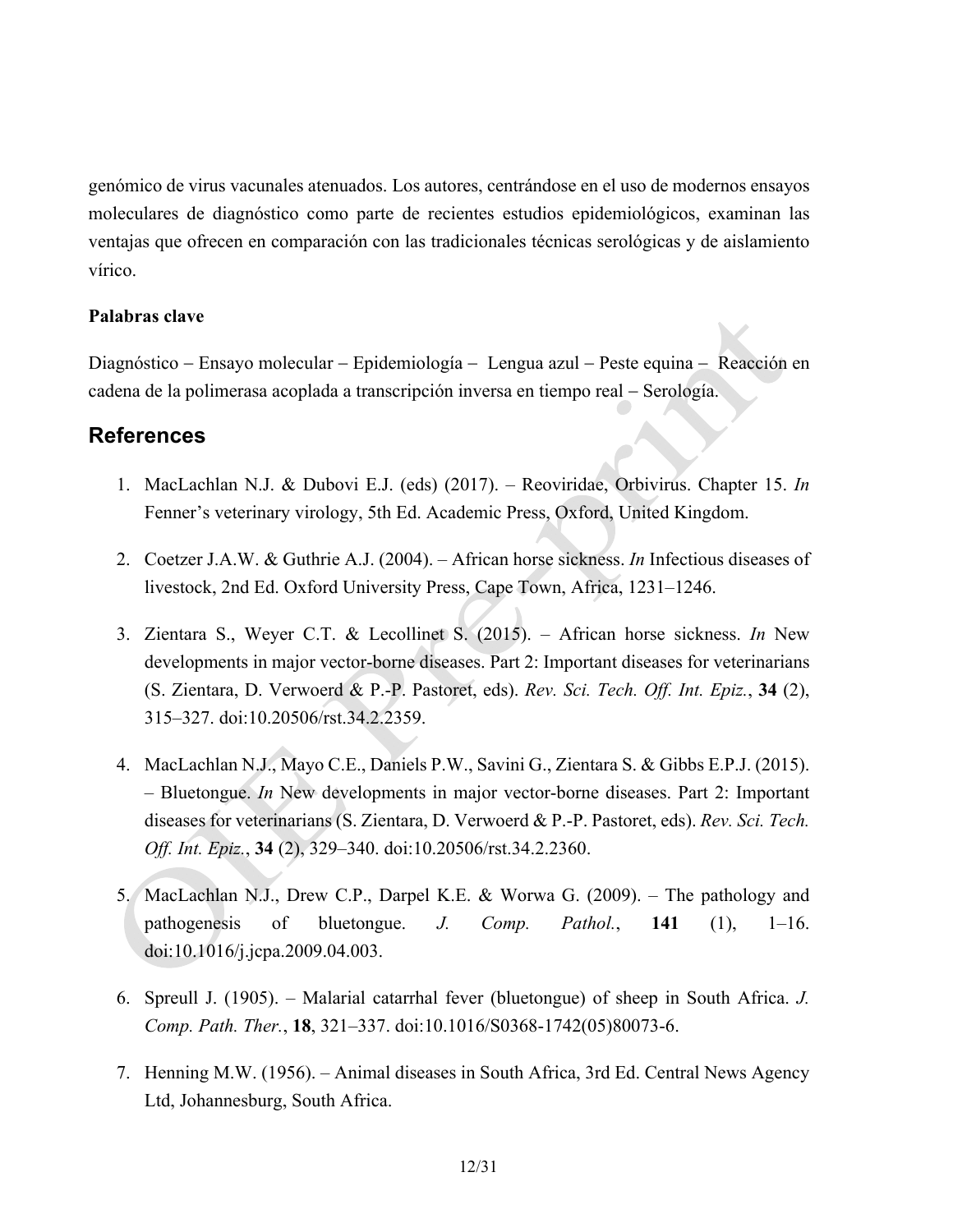genómico de virus vacunales atenuados. Los autores, centrándose en el uso de modernos ensayos moleculares de diagnóstico como parte de recientes estudios epidemiológicos, examinan las ventajas que ofrecen en comparación con las tradicionales técnicas serológicas y de aislamiento vírico.

**Palabras clave**

Diagnóstico – Ensayo molecular – Epidemiología – Lengua azul – Peste equina – Reacción en cadena de la polimerasa acoplada a transcripción inversa en tiempo real – Serología.

## References

1. MacLachlan N.J. & Dubovi E.J. (eds) (2017). – Reoviridae, Orbivirus. Chapter 15. *In* Fenner's veterinary virology, 5th Ed. Academic Press, Oxford, United Kingdom.

2. Coetzer J.A.W. & Guthrie A.J. (2004). – African horse sickness. *In* Infectious diseases of livestock, 2nd Ed. Oxford University Press, Cape Town, Africa, 1231–1246.

3. Zientara S., Weyer C.T. & Lecollinet S. (2015). – African horse sickness. *In* New developments in major vector-borne diseases. Part 2: Important diseases for veterinarians (S. Zientara, D. Verwoerd & P.-P. Pastoret, eds). *Rev. Sci. Tech. Off. Int. Epiz.*, **34** (2), 315–327. doi:10.20506/rst.34.2.2359.

4. MacLachlan N.J., Mayo C.E., Daniels P.W., Savini G., Zientara S. & Gibbs E.P.J. (2015). – Bluetongue. *In* New developments in major vector-borne diseases. Part 2: Important diseases for veterinarians (S. Zientara, D. Verwoerd & P.-P. Pastoret, eds). *Rev. Sci. Tech. Off. Int. Epiz.*, **34** (2), 329–340. doi:10.20506/rst.34.2.2360.

5. MacLachlan N.J., Drew C.P., Darpel K.E. & Worwa G. (2009). – The pathology and pathogenesis of bluetongue. *J. Comp. Pathol.*, **141** (1), 1–16. doi:10.1016/j.jcpa.2009.04.003.

6. Spreull J. (1905). – Malarial catarrhal fever (bluetongue) of sheep in South Africa. *J. Comp. Path. Ther.*, **18**, 321–337. doi:10.1016/S0368-1742(05)80073-6.

7. Henning M.W. (1956). – Animal diseases in South Africa, 3rd Ed. Central News Agency Ltd, Johannesburg, South Africa.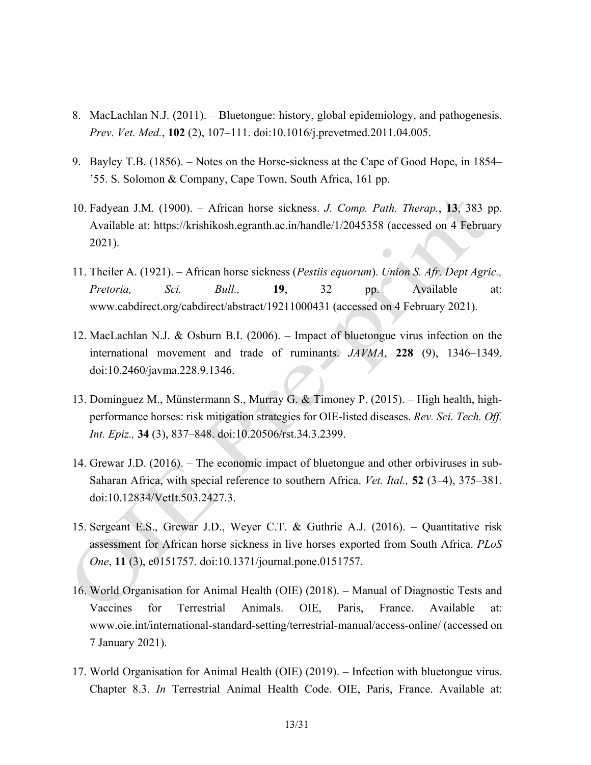8. MacLachlan N.J. (2011). – Bluetongue: history, global epidemiology, and pathogenesis. *Prev. Vet. Med.*, **102** (2), 107–111. doi:10.1016/j.prevetmed.2011.04.005.

9. Bayley T.B. (1856). – Notes on the Horse-sickness at the Cape of Good Hope, in 1854–’55. S. Solomon & Company, Cape Town, South Africa, 161 pp.

10. Fadyean J.M. (1900). – African horse sickness. *J. Comp. Path. Therap.*, **13**, 383 pp. Available at: https://krishikosh.egranth.ac.in/handle/1/2045358 (accessed on 4 February 2021).

11. Theiler A. (1921). – African horse sickness (*Pestiis equorum*). *Union S. Afr. Dept Agric., Pretoria, Sci. Bull.,* **19**, 32 pp. Available at: www.cabdirect.org/cabdirect/abstract/19211000431 (accessed on 4 February 2021).

12. MacLachlan N.J. & Osburn B.I. (2006). – Impact of bluetongue virus infection on the international movement and trade of ruminants. *JAVMA*, **228** (9), 1346–1349. doi:10.2460/javma.228.9.1346.

13. Dominguez M., Münstermann S., Murray G. & Timoney P. (2015). – High health, high-performance horses: risk mitigation strategies for OIE-listed diseases. *Rev. Sci. Tech. Off. Int. Epiz.,* **34** (3), 837–848. doi:10.20506/rst.34.3.2399.

14. Grewar J.D. (2016). – The economic impact of bluetongue and other orbiviruses in sub-Saharan Africa, with special reference to southern Africa. *Vet. Ital.,* **52** (3–4), 375–381. doi:10.12834/VetIt.503.2427.3.

15. Sergeant E.S., Grewar J.D., Weyer C.T. & Guthrie A.J. (2016). – Quantitative risk assessment for African horse sickness in live horses exported from South Africa. *PLoS One*, **11** (3), e0151757. doi:10.1371/journal.pone.0151757.

16. World Organisation for Animal Health (OIE) (2018). – Manual of Diagnostic Tests and Vaccines for Terrestrial Animals. OIE, Paris, France. Available at: www.oie.int/international-standard-setting/terrestrial-manual/access-online/ (accessed on 7 January 2021).

17. World Organisation for Animal Health (OIE) (2019). – Infection with bluetongue virus. Chapter 8.3. *In* Terrestrial Animal Health Code. OIE, Paris, France. Available at: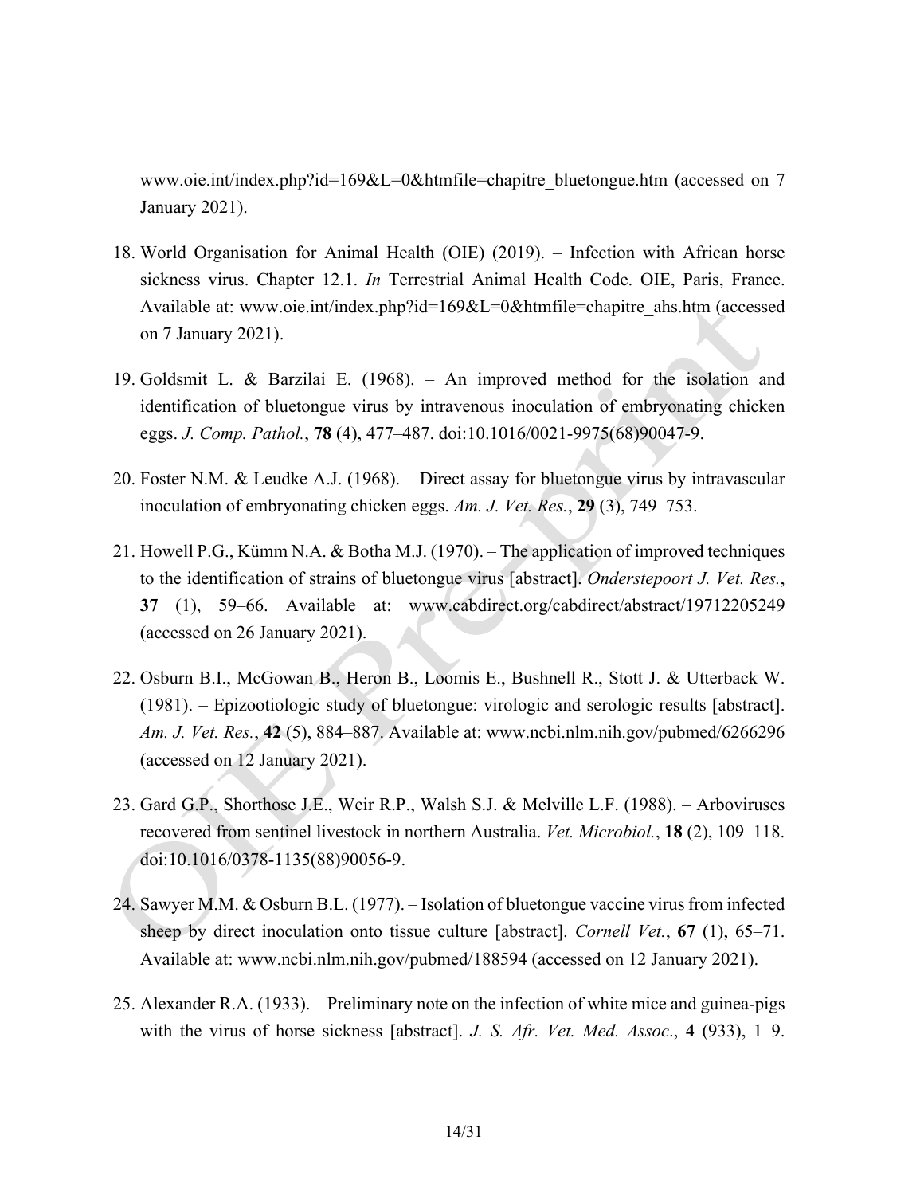www.oie.int/index.php?id=169&L=0&htmfile=chapitre_bluetongue.htm (accessed on 7 January 2021).

18. World Organisation for Animal Health (OIE) (2019). – Infection with African horse sickness virus. Chapter 12.1. *In* Terrestrial Animal Health Code. OIE, Paris, France. Available at: www.oie.int/index.php?id=169&L=0&htmfile=chapitre_ahs.htm (accessed on 7 January 2021).

19. Goldsmit L. & Barzilai E. (1968). – An improved method for the isolation and identification of bluetongue virus by intravenous inoculation of embryonating chicken eggs. *J. Comp. Pathol.*, **78** (4), 477–487. doi:10.1016/0021-9975(68)90047-9.

20. Foster N.M. & Leudke A.J. (1968). – Direct assay for bluetongue virus by intravascular inoculation of embryonating chicken eggs. *Am. J. Vet. Res.*, **29** (3), 749–753.

21. Howell P.G., Kümm N.A. & Botha M.J. (1970). – The application of improved techniques to the identification of strains of bluetongue virus [abstract]. *Onderstepoort J. Vet. Res.*, **37** (1), 59–66. Available at: www.cabdirect.org/cabdirect/abstract/19712205249 (accessed on 26 January 2021).

22. Osburn B.I., McGowan B., Heron B., Loomis E., Bushnell R., Stott J. & Utterback W. (1981). – Epizootiologic study of bluetongue: virologic and serologic results [abstract]. *Am. J. Vet. Res.*, **42** (5), 884–887. Available at: www.ncbi.nlm.nih.gov/pubmed/6266296 (accessed on 12 January 2021).

23. Gard G.P., Shorthose J.E., Weir R.P., Walsh S.J. & Melville L.F. (1988). – Arboviruses recovered from sentinel livestock in northern Australia. *Vet. Microbiol.*, **18** (2), 109–118. doi:10.1016/0378-1135(88)90056-9.

24. Sawyer M.M. & Osburn B.L. (1977). – Isolation of bluetongue vaccine virus from infected sheep by direct inoculation onto tissue culture [abstract]. *Cornell Vet.*, **67** (1), 65–71. Available at: www.ncbi.nlm.nih.gov/pubmed/188594 (accessed on 12 January 2021).

25. Alexander R.A. (1933). – Preliminary note on the infection of white mice and guinea-pigs with the virus of horse sickness [abstract]. *J. S. Afr. Vet. Med. Assoc*., **4** (933), 1–9.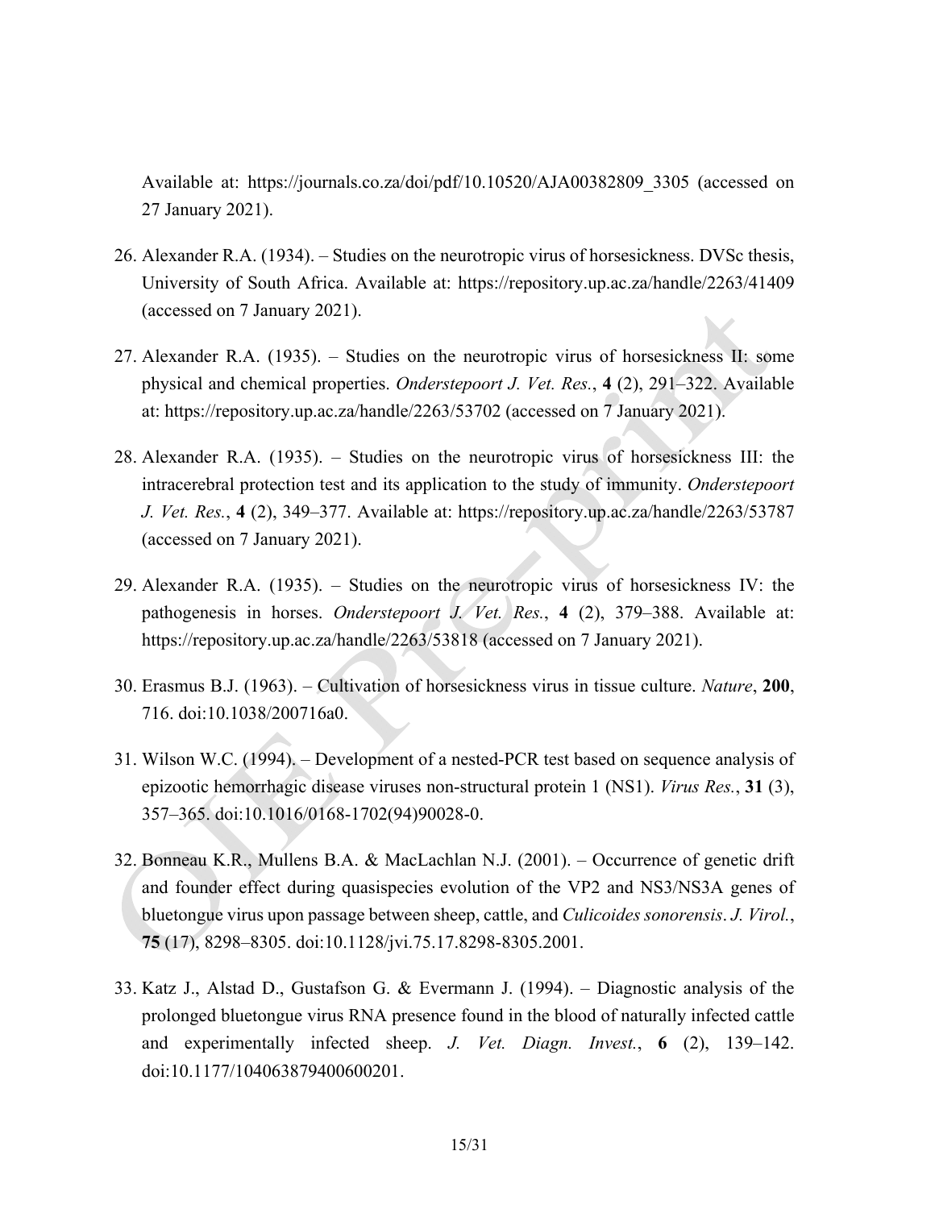Available at: https://journals.co.za/doi/pdf/10.10520/AJA00382809_3305 (accessed on 27 January 2021).

26. Alexander R.A. (1934). – Studies on the neurotropic virus of horsesickness. DVSc thesis, University of South Africa. Available at: https://repository.up.ac.za/handle/2263/41409 (accessed on 7 January 2021).

27. Alexander R.A. (1935). – Studies on the neurotropic virus of horsesickness II: some physical and chemical properties. *Onderstepoort J. Vet. Res.*, **4** (2), 291–322. Available at: https://repository.up.ac.za/handle/2263/53702 (accessed on 7 January 2021).

28. Alexander R.A. (1935). – Studies on the neurotropic virus of horsesickness III: the intracerebral protection test and its application to the study of immunity. *Onderstepoort J. Vet. Res.*, **4** (2), 349–377. Available at: https://repository.up.ac.za/handle/2263/53787 (accessed on 7 January 2021).

29. Alexander R.A. (1935). – Studies on the neurotropic virus of horsesickness IV: the pathogenesis in horses. *Onderstepoort J. Vet. Res.*, **4** (2), 379–388. Available at: https://repository.up.ac.za/handle/2263/53818 (accessed on 7 January 2021).

30. Erasmus B.J. (1963). – Cultivation of horsesickness virus in tissue culture. *Nature*, **200**, 716. doi:10.1038/200716a0.

31. Wilson W.C. (1994). – Development of a nested-PCR test based on sequence analysis of epizootic hemorrhagic disease viruses non-structural protein 1 (NS1). *Virus Res.*, **31** (3), 357–365. doi:10.1016/0168-1702(94)90028-0.

32. Bonneau K.R., Mullens B.A. & MacLachlan N.J. (2001). – Occurrence of genetic drift and founder effect during quasispecies evolution of the VP2 and NS3/NS3A genes of bluetongue virus upon passage between sheep, cattle, and *Culicoides sonorensis*. *J. Virol.*, **75** (17), 8298–8305. doi:10.1128/jvi.75.17.8298-8305.2001.

33. Katz J., Alstad D., Gustafson G. & Evermann J. (1994). – Diagnostic analysis of the prolonged bluetongue virus RNA presence found in the blood of naturally infected cattle and experimentally infected sheep. *J. Vet. Diagn. Invest.*, **6** (2), 139–142. doi:10.1177/104063879400600201.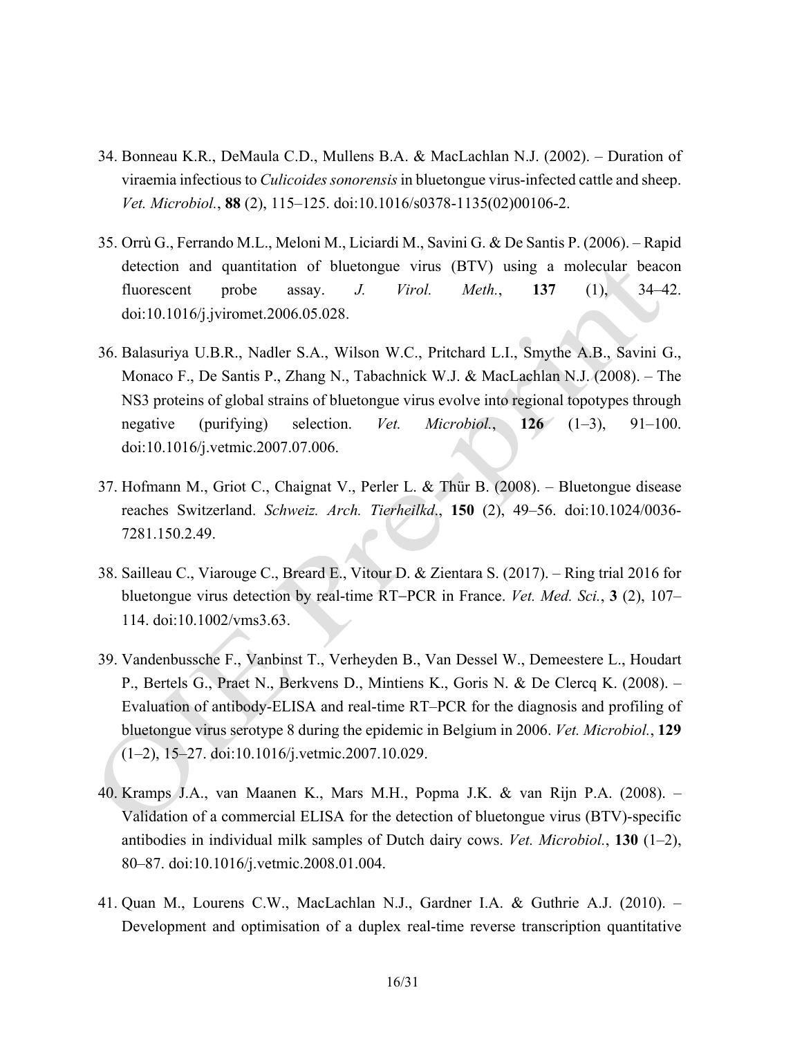34. Bonneau K.R., DeMaula C.D., Mullens B.A. & MacLachlan N.J. (2002). – Duration of viraemia infectious to *Culicoides sonorensis* in bluetongue virus-infected cattle and sheep. *Vet. Microbiol.*, **88** (2), 115–125. doi:10.1016/s0378-1135(02)00106-2.

35. Orrù G., Ferrando M.L., Meloni M., Liciardi M., Savini G. & De Santis P. (2006). – Rapid detection and quantitation of bluetongue virus (BTV) using a molecular beacon fluorescent probe assay. *J. Virol. Meth.*, **137** (1), 34–42. doi:10.1016/j.jviromet.2006.05.028.

36. Balasuriya U.B.R., Nadler S.A., Wilson W.C., Pritchard L.I., Smythe A.B., Savini G., Monaco F., De Santis P., Zhang N., Tabachnick W.J. & MacLachlan N.J. (2008). – The NS3 proteins of global strains of bluetongue virus evolve into regional topotypes through negative (purifying) selection. *Vet. Microbiol.*, **126** (1–3), 91–100. doi:10.1016/j.vetmic.2007.07.006.

37. Hofmann M., Griot C., Chaignat V., Perler L. & Thür B. (2008). – Bluetongue disease reaches Switzerland. *Schweiz. Arch. Tierheilkd.*, **150** (2), 49–56. doi:10.1024/0036-7281.150.2.49.

38. Sailleau C., Viarouge C., Breard E., Vitour D. & Zientara S. (2017). – Ring trial 2016 for bluetongue virus detection by real-time RT–PCR in France. *Vet. Med. Sci.*, **3** (2), 107–114. doi:10.1002/vms3.63.

39. Vandenbussche F., Vanbinst T., Verheyden B., Van Dessel W., Demeestere L., Houdart P., Bertels G., Praet N., Berkvens D., Mintiens K., Goris N. & De Clercq K. (2008). – Evaluation of antibody-ELISA and real-time RT–PCR for the diagnosis and profiling of bluetongue virus serotype 8 during the epidemic in Belgium in 2006. *Vet. Microbiol.*, **129** (1–2), 15–27. doi:10.1016/j.vetmic.2007.10.029.

40. Kramps J.A., van Maanen K., Mars M.H., Popma J.K. & van Rijn P.A. (2008). – Validation of a commercial ELISA for the detection of bluetongue virus (BTV)-specific antibodies in individual milk samples of Dutch dairy cows. *Vet. Microbiol.*, **130** (1–2), 80–87. doi:10.1016/j.vetmic.2008.01.004.

41. Quan M., Lourens C.W., MacLachlan N.J., Gardner I.A. & Guthrie A.J. (2010). – Development and optimisation of a duplex real-time reverse transcription quantitative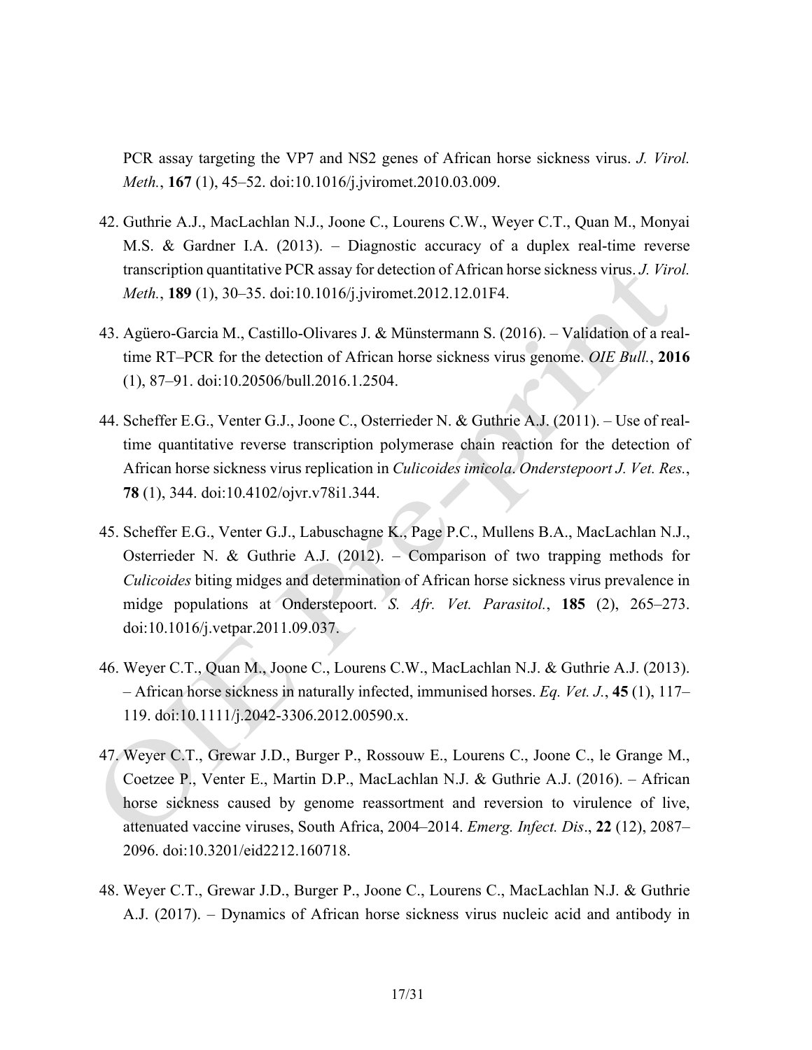PCR assay targeting the VP7 and NS2 genes of African horse sickness virus. *J. Virol. Meth.*, **167** (1), 45–52. doi:10.1016/j.jviromet.2010.03.009.

42. Guthrie A.J., MacLachlan N.J., Joone C., Lourens C.W., Weyer C.T., Quan M., Monyai M.S. & Gardner I.A. (2013). – Diagnostic accuracy of a duplex real-time reverse transcription quantitative PCR assay for detection of African horse sickness virus. *J. Virol. Meth.*, **189** (1), 30–35. doi:10.1016/j.jviromet.2012.12.01F4.

43. Agüero-Garcia M., Castillo-Olivares J. & Münstermann S. (2016). – Validation of a real-time RT–PCR for the detection of African horse sickness virus genome. *OIE Bull.*, **2016** (1), 87–91. doi:10.20506/bull.2016.1.2504.

44. Scheffer E.G., Venter G.J., Joone C., Osterrieder N. & Guthrie A.J. (2011). – Use of real-time quantitative reverse transcription polymerase chain reaction for the detection of African horse sickness virus replication in *Culicoides imicola*. *Onderstepoort J. Vet. Res.*, **78** (1), 344. doi:10.4102/ojvr.v78i1.344.

45. Scheffer E.G., Venter G.J., Labuschagne K., Page P.C., Mullens B.A., MacLachlan N.J., Osterrieder N. & Guthrie A.J. (2012). – Comparison of two trapping methods for *Culicoides* biting midges and determination of African horse sickness virus prevalence in midge populations at Onderstepoort. *S. Afr. Vet. Parasitol.*, **185** (2), 265–273. doi:10.1016/j.vetpar.2011.09.037.

46. Weyer C.T., Quan M., Joone C., Lourens C.W., MacLachlan N.J. & Guthrie A.J. (2013). – African horse sickness in naturally infected, immunised horses. *Eq. Vet. J.*, **45** (1), 117–119. doi:10.1111/j.2042-3306.2012.00590.x.

47. Weyer C.T., Grewar J.D., Burger P., Rossouw E., Lourens C., Joone C., le Grange M., Coetzee P., Venter E., Martin D.P., MacLachlan N.J. & Guthrie A.J. (2016). – African horse sickness caused by genome reassortment and reversion to virulence of live, attenuated vaccine viruses, South Africa, 2004–2014. *Emerg. Infect. Dis*., **22** (12), 2087–2096. doi:10.3201/eid2212.160718.

48. Weyer C.T., Grewar J.D., Burger P., Joone C., Lourens C., MacLachlan N.J. & Guthrie A.J. (2017). – Dynamics of African horse sickness virus nucleic acid and antibody in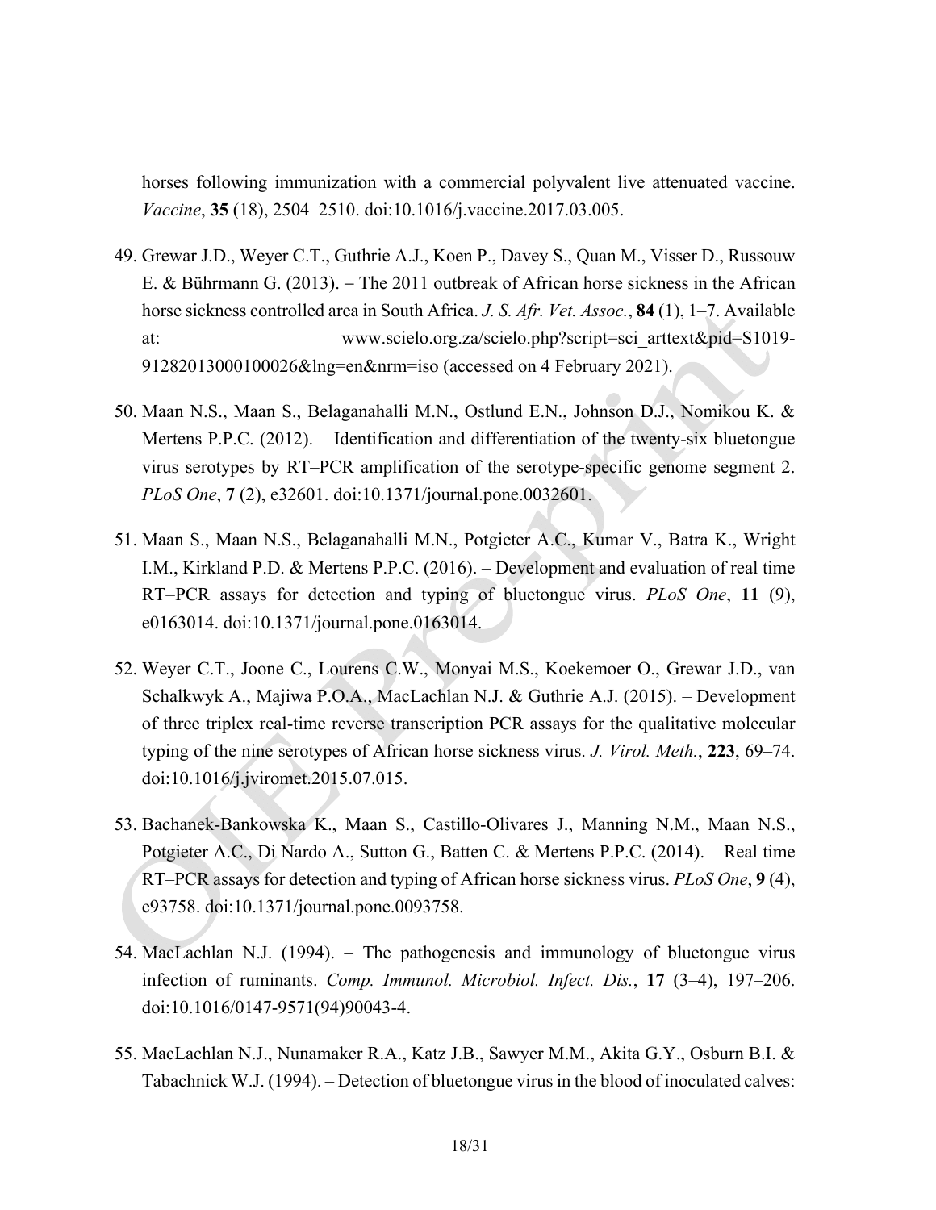horses following immunization with a commercial polyvalent live attenuated vaccine. *Vaccine*, **35** (18), 2504–2510. doi:10.1016/j.vaccine.2017.03.005.

49. Grewar J.D., Weyer C.T., Guthrie A.J., Koen P., Davey S., Quan M., Visser D., Russouw E. & Bührmann G. (2013). – The 2011 outbreak of African horse sickness in the African horse sickness controlled area in South Africa. *J. S. Afr. Vet. Assoc.*, **84** (1), 1–7. Available at: www.scielo.org.za/scielo.php?script=sci_arttext&pid=S1019-91282013000100026&lng=en&nrm=iso (accessed on 4 February 2021).

50. Maan N.S., Maan S., Belaganahalli M.N., Ostlund E.N., Johnson D.J., Nomikou K. & Mertens P.P.C. (2012). – Identification and differentiation of the twenty-six bluetongue virus serotypes by RT–PCR amplification of the serotype-specific genome segment 2. *PLoS One*, **7** (2), e32601. doi:10.1371/journal.pone.0032601.

51. Maan S., Maan N.S., Belaganahalli M.N., Potgieter A.C., Kumar V., Batra K., Wright I.M., Kirkland P.D. & Mertens P.P.C. (2016). – Development and evaluation of real time RT–PCR assays for detection and typing of bluetongue virus. *PLoS One*, **11** (9), e0163014. doi:10.1371/journal.pone.0163014.

52. Weyer C.T., Joone C., Lourens C.W., Monyai M.S., Koekemoer O., Grewar J.D., van Schalkwyk A., Majiwa P.O.A., MacLachlan N.J. & Guthrie A.J. (2015). – Development of three triplex real-time reverse transcription PCR assays for the qualitative molecular typing of the nine serotypes of African horse sickness virus. *J. Virol. Meth.*, **223**, 69–74. doi:10.1016/j.jviromet.2015.07.015.

53. Bachanek-Bankowska K., Maan S., Castillo-Olivares J., Manning N.M., Maan N.S., Potgieter A.C., Di Nardo A., Sutton G., Batten C. & Mertens P.P.C. (2014). – Real time RT–PCR assays for detection and typing of African horse sickness virus. *PLoS One*, **9** (4), e93758. doi:10.1371/journal.pone.0093758.

54. MacLachlan N.J. (1994). – The pathogenesis and immunology of bluetongue virus infection of ruminants. *Comp. Immunol. Microbiol. Infect. Dis.*, **17** (3–4), 197–206. doi:10.1016/0147-9571(94)90043-4.

55. MacLachlan N.J., Nunamaker R.A., Katz J.B., Sawyer M.M., Akita G.Y., Osburn B.I. & Tabachnick W.J. (1994). – Detection of bluetongue virus in the blood of inoculated calves: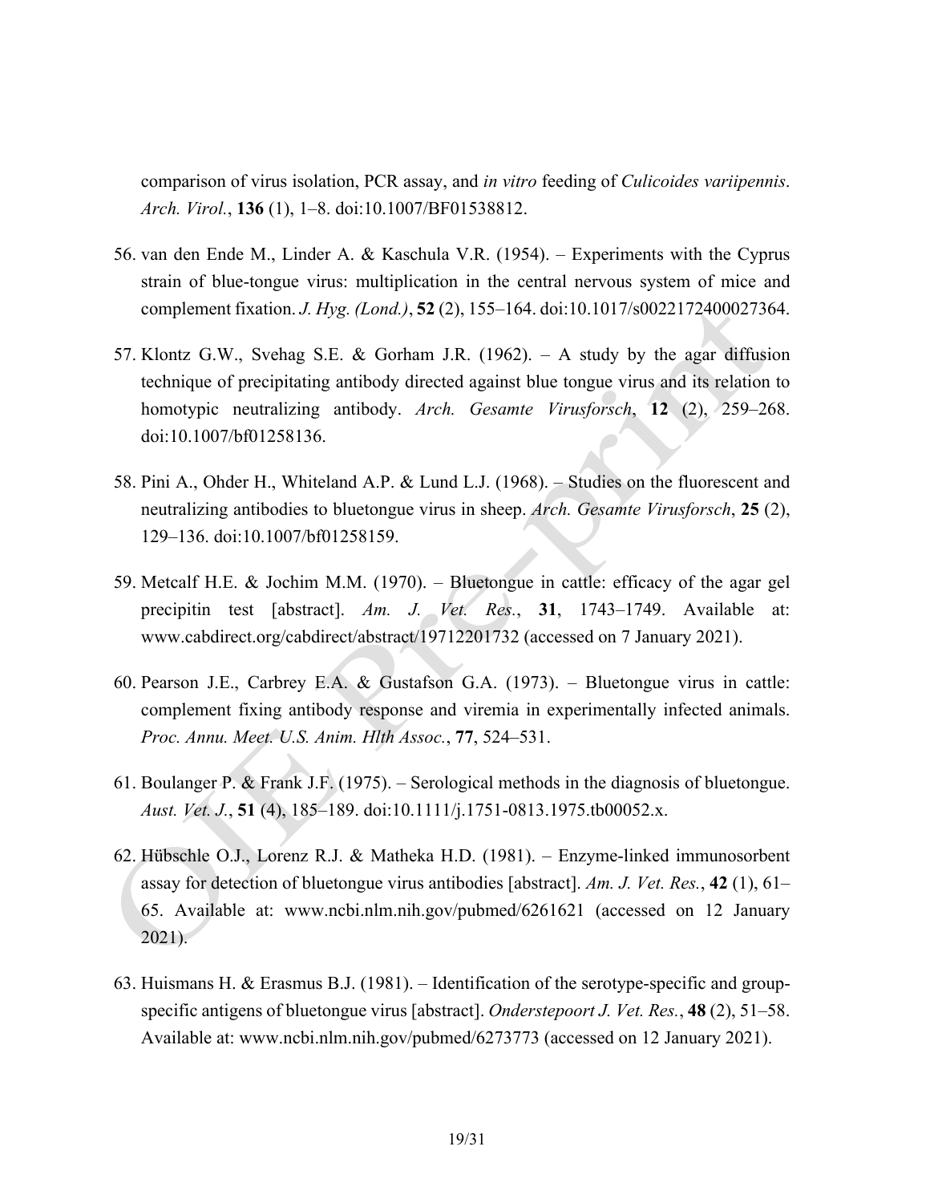comparison of virus isolation, PCR assay, and *in vitro* feeding of *Culicoides variipennis*. *Arch. Virol.*, **136** (1), 1–8. doi:10.1007/BF01538812.

56. van den Ende M., Linder A. & Kaschula V.R. (1954). – Experiments with the Cyprus strain of blue-tongue virus: multiplication in the central nervous system of mice and complement fixation. *J. Hyg. (Lond.)*, **52** (2), 155–164. doi:10.1017/s0022172400027364.

57. Klontz G.W., Svehag S.E. & Gorham J.R. (1962). – A study by the agar diffusion technique of precipitating antibody directed against blue tongue virus and its relation to homotypic neutralizing antibody. *Arch. Gesamte Virusforsch*, **12** (2), 259–268. doi:10.1007/bf01258136.

58. Pini A., Ohder H., Whiteland A.P. & Lund L.J. (1968). – Studies on the fluorescent and neutralizing antibodies to bluetongue virus in sheep. *Arch. Gesamte Virusforsch*, **25** (2), 129–136. doi:10.1007/bf01258159.

59. Metcalf H.E. & Jochim M.M. (1970). – Bluetongue in cattle: efficacy of the agar gel precipitin test [abstract]. *Am. J. Vet. Res.*, **31**, 1743–1749. Available at: www.cabdirect.org/cabdirect/abstract/19712201732 (accessed on 7 January 2021).

60. Pearson J.E., Carbrey E.A. & Gustafson G.A. (1973). – Bluetongue virus in cattle: complement fixing antibody response and viremia in experimentally infected animals. *Proc. Annu. Meet. U.S. Anim. Hlth Assoc.*, **77**, 524–531.

61. Boulanger P. & Frank J.F. (1975). – Serological methods in the diagnosis of bluetongue. *Aust. Vet. J.*, **51** (4), 185–189. doi:10.1111/j.1751-0813.1975.tb00052.x.

62. Hübschle O.J., Lorenz R.J. & Matheka H.D. (1981). – Enzyme-linked immunosorbent assay for detection of bluetongue virus antibodies [abstract]. *Am. J. Vet. Res.*, **42** (1), 61–65. Available at: www.ncbi.nlm.nih.gov/pubmed/6261621 (accessed on 12 January 2021).

63. Huismans H. & Erasmus B.J. (1981). – Identification of the serotype-specific and group-specific antigens of bluetongue virus [abstract]. *Onderstepoort J. Vet. Res.*, **48** (2), 51–58. Available at: www.ncbi.nlm.nih.gov/pubmed/6273773 (accessed on 12 January 2021).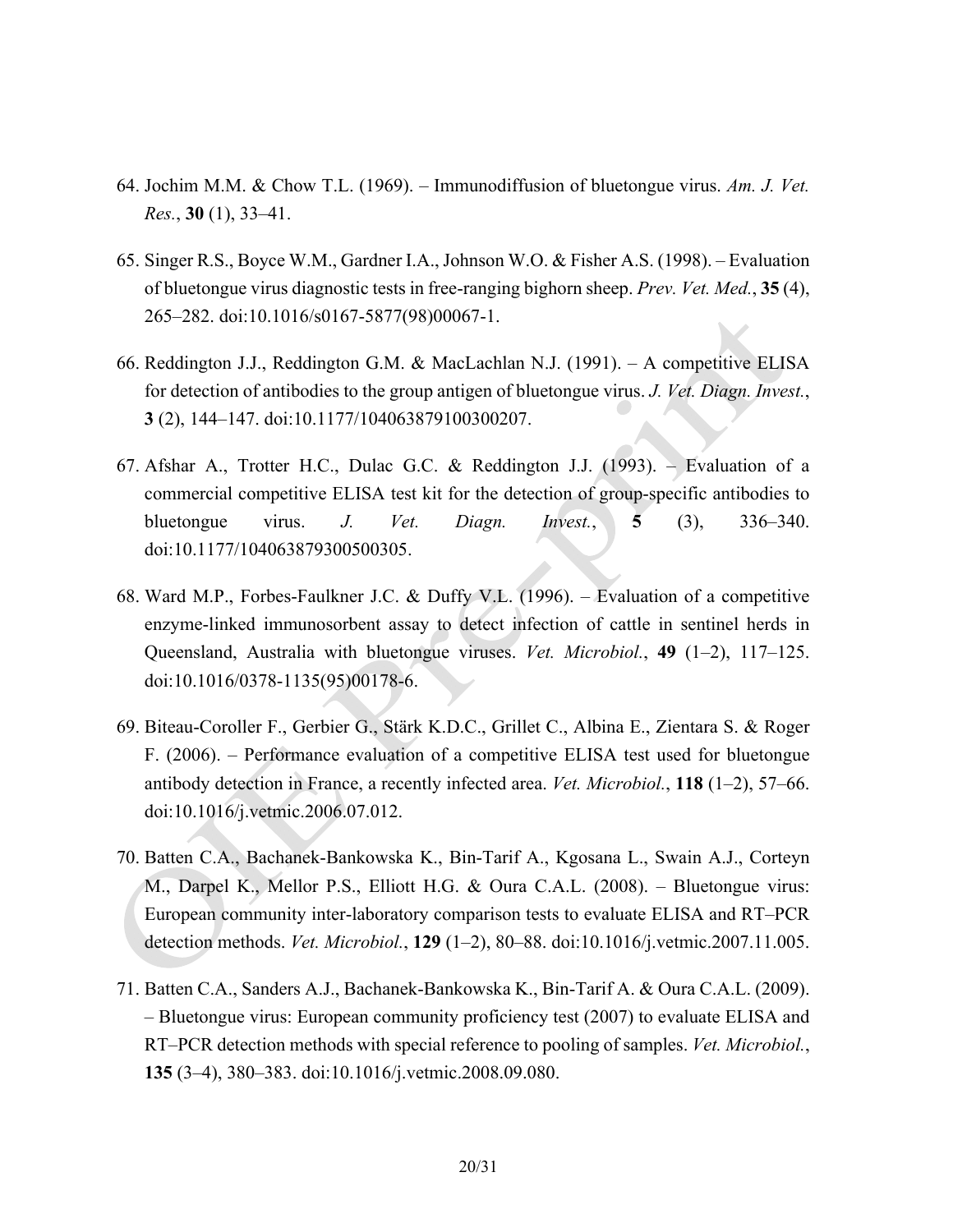64. Jochim M.M. & Chow T.L. (1969). – Immunodiffusion of bluetongue virus. *Am. J. Vet. Res.*, **30** (1), 33–41.

65. Singer R.S., Boyce W.M., Gardner I.A., Johnson W.O. & Fisher A.S. (1998). – Evaluation of bluetongue virus diagnostic tests in free-ranging bighorn sheep. *Prev. Vet. Med.*, **35** (4), 265–282. doi:10.1016/s0167-5877(98)00067-1.

66. Reddington J.J., Reddington G.M. & MacLachlan N.J. (1991). – A competitive ELISA for detection of antibodies to the group antigen of bluetongue virus. *J. Vet. Diagn. Invest.*, **3** (2), 144–147. doi:10.1177/104063879100300207.

67. Afshar A., Trotter H.C., Dulac G.C. & Reddington J.J. (1993). – Evaluation of a commercial competitive ELISA test kit for the detection of group-specific antibodies to bluetongue virus. *J. Vet. Diagn. Invest.*, **5** (3), 336–340. doi:10.1177/104063879300500305.

68. Ward M.P., Forbes-Faulkner J.C. & Duffy V.L. (1996). – Evaluation of a competitive enzyme-linked immunosorbent assay to detect infection of cattle in sentinel herds in Queensland, Australia with bluetongue viruses. *Vet. Microbiol.*, **49** (1–2), 117–125. doi:10.1016/0378-1135(95)00178-6.

69. Biteau-Coroller F., Gerbier G., Stärk K.D.C., Grillet C., Albina E., Zientara S. & Roger F. (2006). – Performance evaluation of a competitive ELISA test used for bluetongue antibody detection in France, a recently infected area. *Vet. Microbiol.*, **118** (1–2), 57–66. doi:10.1016/j.vetmic.2006.07.012.

70. Batten C.A., Bachanek-Bankowska K., Bin-Tarif A., Kgosana L., Swain A.J., Corteyn M., Darpel K., Mellor P.S., Elliott H.G. & Oura C.A.L. (2008). – Bluetongue virus: European community inter-laboratory comparison tests to evaluate ELISA and RT–PCR detection methods. *Vet. Microbiol.*, **129** (1–2), 80–88. doi:10.1016/j.vetmic.2007.11.005.

71. Batten C.A., Sanders A.J., Bachanek-Bankowska K., Bin-Tarif A. & Oura C.A.L. (2009). – Bluetongue virus: European community proficiency test (2007) to evaluate ELISA and RT–PCR detection methods with special reference to pooling of samples. *Vet. Microbiol.*, **135** (3–4), 380–383. doi:10.1016/j.vetmic.2008.09.080.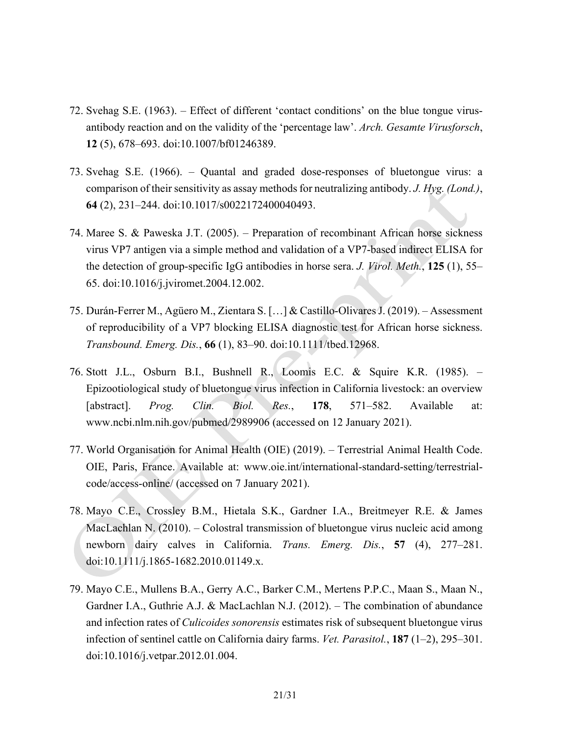72. Svehag S.E. (1963). – Effect of different 'contact conditions' on the blue tongue virus-antibody reaction and on the validity of the 'percentage law'. *Arch. Gesamte Virusforsch*, **12** (5), 678–693. doi:10.1007/bf01246389.

73. Svehag S.E. (1966). – Quantal and graded dose-responses of bluetongue virus: a comparison of their sensitivity as assay methods for neutralizing antibody. *J. Hyg. (Lond.)*, **64** (2), 231–244. doi:10.1017/s0022172400040493.

74. Maree S. & Paweska J.T. (2005). – Preparation of recombinant African horse sickness virus VP7 antigen via a simple method and validation of a VP7-based indirect ELISA for the detection of group-specific IgG antibodies in horse sera. *J. Virol. Meth.*, **125** (1), 55–65. doi:10.1016/j.jviromet.2004.12.002.

75. Durán-Ferrer M., Agüero M., Zientara S. […] & Castillo-Olivares J. (2019). – Assessment of reproducibility of a VP7 blocking ELISA diagnostic test for African horse sickness. *Transbound. Emerg. Dis.*, **66** (1), 83–90. doi:10.1111/tbed.12968.

76. Stott J.L., Osburn B.I., Bushnell R., Loomis E.C. & Squire K.R. (1985). – Epizootiological study of bluetongue virus infection in California livestock: an overview [abstract]. *Prog. Clin. Biol. Res.*, **178**, 571–582. Available at: www.ncbi.nlm.nih.gov/pubmed/2989906 (accessed on 12 January 2021).

77. World Organisation for Animal Health (OIE) (2019). – Terrestrial Animal Health Code. OIE, Paris, France. Available at: www.oie.int/international-standard-setting/terrestrial-code/access-online/ (accessed on 7 January 2021).

78. Mayo C.E., Crossley B.M., Hietala S.K., Gardner I.A., Breitmeyer R.E. & James MacLachlan N. (2010). – Colostral transmission of bluetongue virus nucleic acid among newborn dairy calves in California. *Trans. Emerg. Dis.*, **57** (4), 277–281. doi:10.1111/j.1865-1682.2010.01149.x.

79. Mayo C.E., Mullens B.A., Gerry A.C., Barker C.M., Mertens P.P.C., Maan S., Maan N., Gardner I.A., Guthrie A.J. & MacLachlan N.J. (2012). – The combination of abundance and infection rates of *Culicoides sonorensis* estimates risk of subsequent bluetongue virus infection of sentinel cattle on California dairy farms. *Vet. Parasitol.*, **187** (1–2), 295–301. doi:10.1016/j.vetpar.2012.01.004.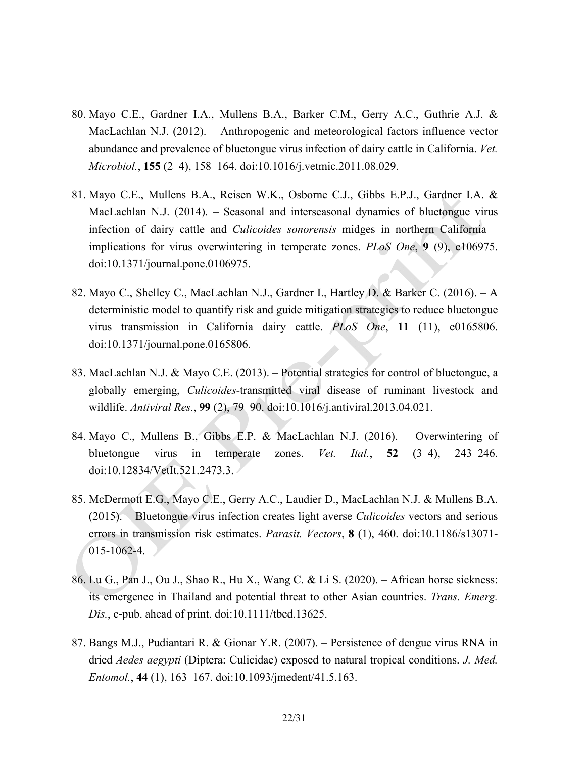80. Mayo C.E., Gardner I.A., Mullens B.A., Barker C.M., Gerry A.C., Guthrie A.J. & MacLachlan N.J. (2012). – Anthropogenic and meteorological factors influence vector abundance and prevalence of bluetongue virus infection of dairy cattle in California. *Vet. Microbiol.*, **155** (2–4), 158–164. doi:10.1016/j.vetmic.2011.08.029.

81. Mayo C.E., Mullens B.A., Reisen W.K., Osborne C.J., Gibbs E.P.J., Gardner I.A. & MacLachlan N.J. (2014). – Seasonal and interseasonal dynamics of bluetongue virus infection of dairy cattle and *Culicoides sonorensis* midges in northern California – implications for virus overwintering in temperate zones. *PLoS One*, **9** (9), e106975. doi:10.1371/journal.pone.0106975.

82. Mayo C., Shelley C., MacLachlan N.J., Gardner I., Hartley D. & Barker C. (2016). – A deterministic model to quantify risk and guide mitigation strategies to reduce bluetongue virus transmission in California dairy cattle. *PLoS One*, **11** (11), e0165806. doi:10.1371/journal.pone.0165806.

83. MacLachlan N.J. & Mayo C.E. (2013). – Potential strategies for control of bluetongue, a globally emerging, *Culicoides*-transmitted viral disease of ruminant livestock and wildlife. *Antiviral Res.*, **99** (2), 79–90. doi:10.1016/j.antiviral.2013.04.021.

84. Mayo C., Mullens B., Gibbs E.P. & MacLachlan N.J. (2016). – Overwintering of bluetongue virus in temperate zones. *Vet. Ital.*, **52** (3–4), 243–246. doi:10.12834/VetIt.521.2473.3.

85. McDermott E.G., Mayo C.E., Gerry A.C., Laudier D., MacLachlan N.J. & Mullens B.A. (2015). – Bluetongue virus infection creates light averse *Culicoides* vectors and serious errors in transmission risk estimates. *Parasit. Vectors*, **8** (1), 460. doi:10.1186/s13071-015-1062-4.

86. Lu G., Pan J., Ou J., Shao R., Hu X., Wang C. & Li S. (2020). – African horse sickness: its emergence in Thailand and potential threat to other Asian countries. *Trans. Emerg. Dis.*, e-pub. ahead of print. doi:10.1111/tbed.13625.

87. Bangs M.J., Pudiantari R. & Gionar Y.R. (2007). – Persistence of dengue virus RNA in dried *Aedes aegypti* (Diptera: Culicidae) exposed to natural tropical conditions. *J. Med. Entomol.*, **44** (1), 163–167. doi:10.1093/jmedent/41.5.163.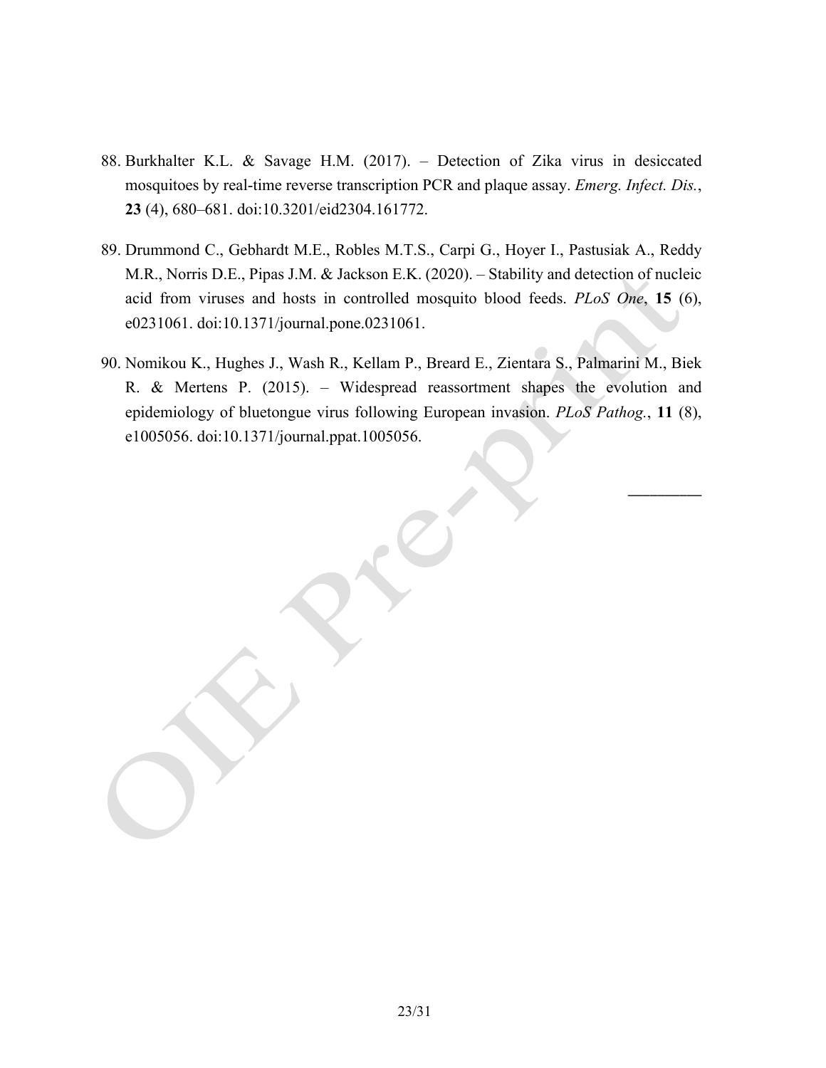88. Burkhalter K.L. & Savage H.M. (2017). – Detection of Zika virus in desiccated mosquitoes by real-time reverse transcription PCR and plaque assay. *Emerg. Infect. Dis.*, **23** (4), 680–681. doi:10.3201/eid2304.161772.

89. Drummond C., Gebhardt M.E., Robles M.T.S., Carpi G., Hoyer I., Pastusiak A., Reddy M.R., Norris D.E., Pipas J.M. & Jackson E.K. (2020). – Stability and detection of nucleic acid from viruses and hosts in controlled mosquito blood feeds. *PLoS One*, **15** (6), e0231061. doi:10.1371/journal.pone.0231061.

90. Nomikou K., Hughes J., Wash R., Kellam P., Breard E., Zientara S., Palmarini M., Biek R. & Mertens P. (2015). – Widespread reassortment shapes the evolution and epidemiology of bluetongue virus following European invasion. *PLoS Pathog.*, **11** (8), e1005056. doi:10.1371/journal.ppat.1005056.

\_\_\_\_\_\_\_\_\_\_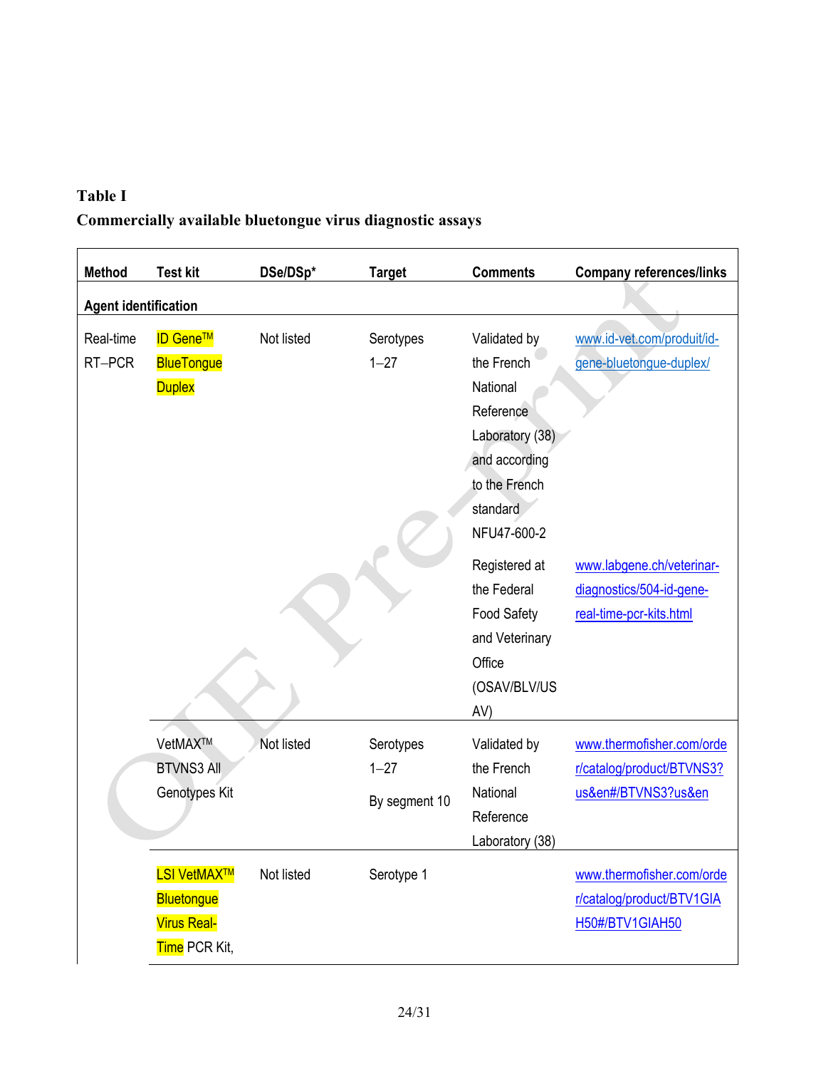**Table I**
**Commercially available bluetongue virus diagnostic assays**

| Method | Test kit | DSe/DSp* | Target | Comments | Company references/links |
|---|---|---|---|---|---|
| **Agent identification** | | | | | |
| Real-time RT–PCR | ID Gene™ BlueTongue Duplex | Not listed | Serotypes 1–27 | Validated by the French National Reference Laboratory (38) and according to the French standard NFU47-600-2 | www.id-vet.com/produit/id-gene-bluetongue-duplex/ |
| | | | | Registered at the Federal Food Safety and Veterinary Office (OSAV/BLV/USAV) | www.labgene.ch/veterinar-diagnostics/504-id-gene-real-time-pcr-kits.html |
| | VetMAX™ BTVNS3 All Genotypes Kit | Not listed | Serotypes 1–27 By segment 10 | Validated by the French National Reference Laboratory (38) | www.thermofisher.com/order/catalog/product/BTVNS3?us&en#/BTVNS3?us&en |
| | LSI VetMAX™ Bluetongue Virus Real-Time PCR Kit, | Not listed | Serotype 1 | | www.thermofisher.com/order/catalog/product/BTV1GIAH50#/BTV1GIAH50 |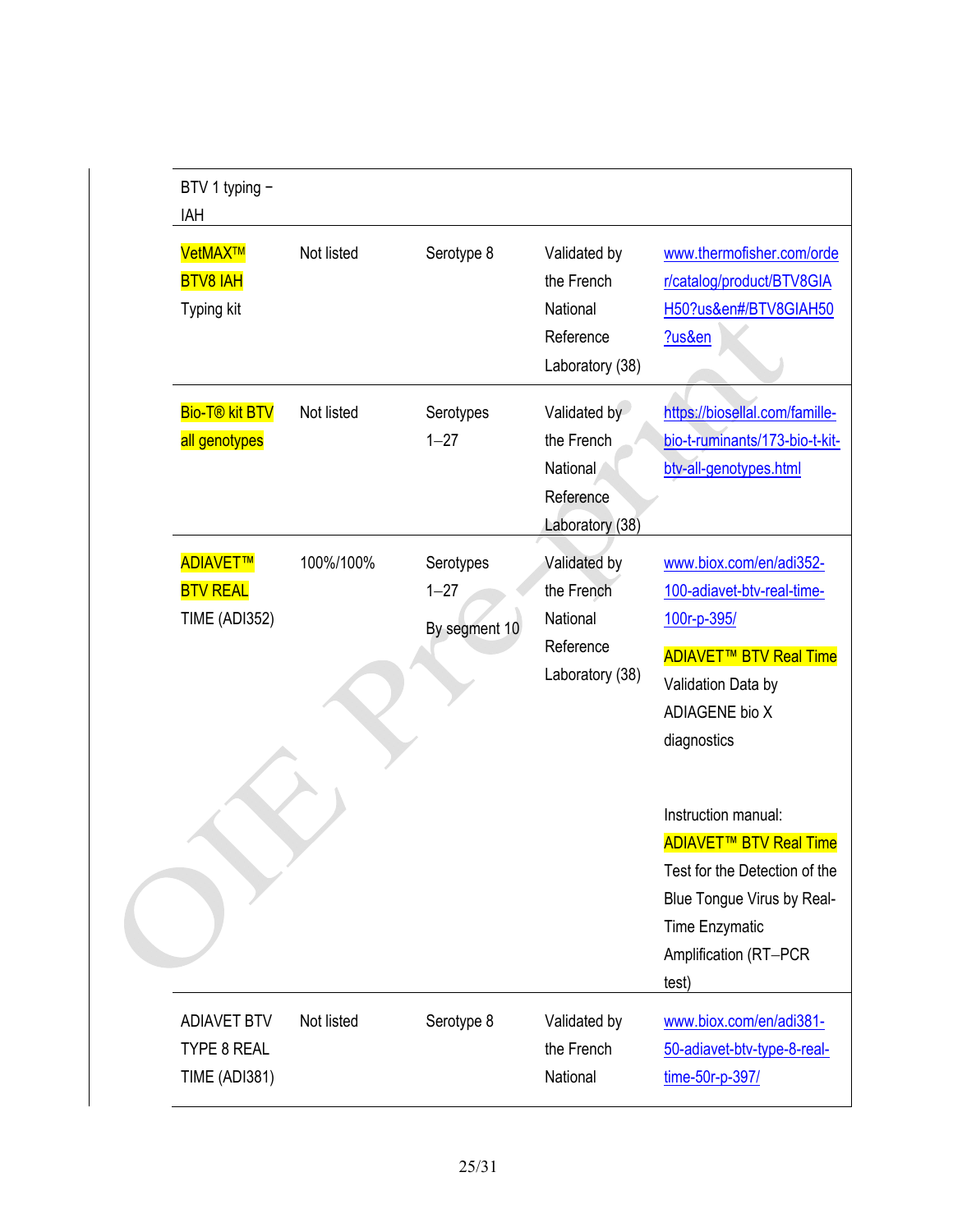| | | | | |
|---|---|---|---|---|
| BTV 1 typing – IAH | | | | |
| VetMAX™ BTV8 IAH Typing kit | Not listed | Serotype 8 | Validated by the French National Reference Laboratory (38) | www.thermofisher.com/order/catalog/product/BTV8GIAH50?us&en#/BTV8GIAH50?us&en |
| Bio-T® kit BTV all genotypes | Not listed | Serotypes 1–27 | Validated by the French National Reference Laboratory (38) | https://biosellal.com/famille-bio-t-ruminants/173-bio-t-kit-btv-all-genotypes.html |
| ADIAVET™ BTV REAL TIME (ADI352) | 100%/100% | Serotypes 1–27<br>By segment 10 | Validated by the French National Reference Laboratory (38) | www.biox.com/en/adi352-100-adiavet-btv-real-time-100r-p-395/<br>ADIAVET™ BTV Real Time Validation Data by ADIAGENE bio X diagnostics<br><br>Instruction manual: ADIAVET™ BTV Real Time Test for the Detection of the Blue Tongue Virus by Real-Time Enzymatic Amplification (RT–PCR test) |
| ADIAVET BTV TYPE 8 REAL TIME (ADI381) | Not listed | Serotype 8 | Validated by the French National | www.biox.com/en/adi381-50-adiavet-btv-type-8-real-time-50r-p-397/ |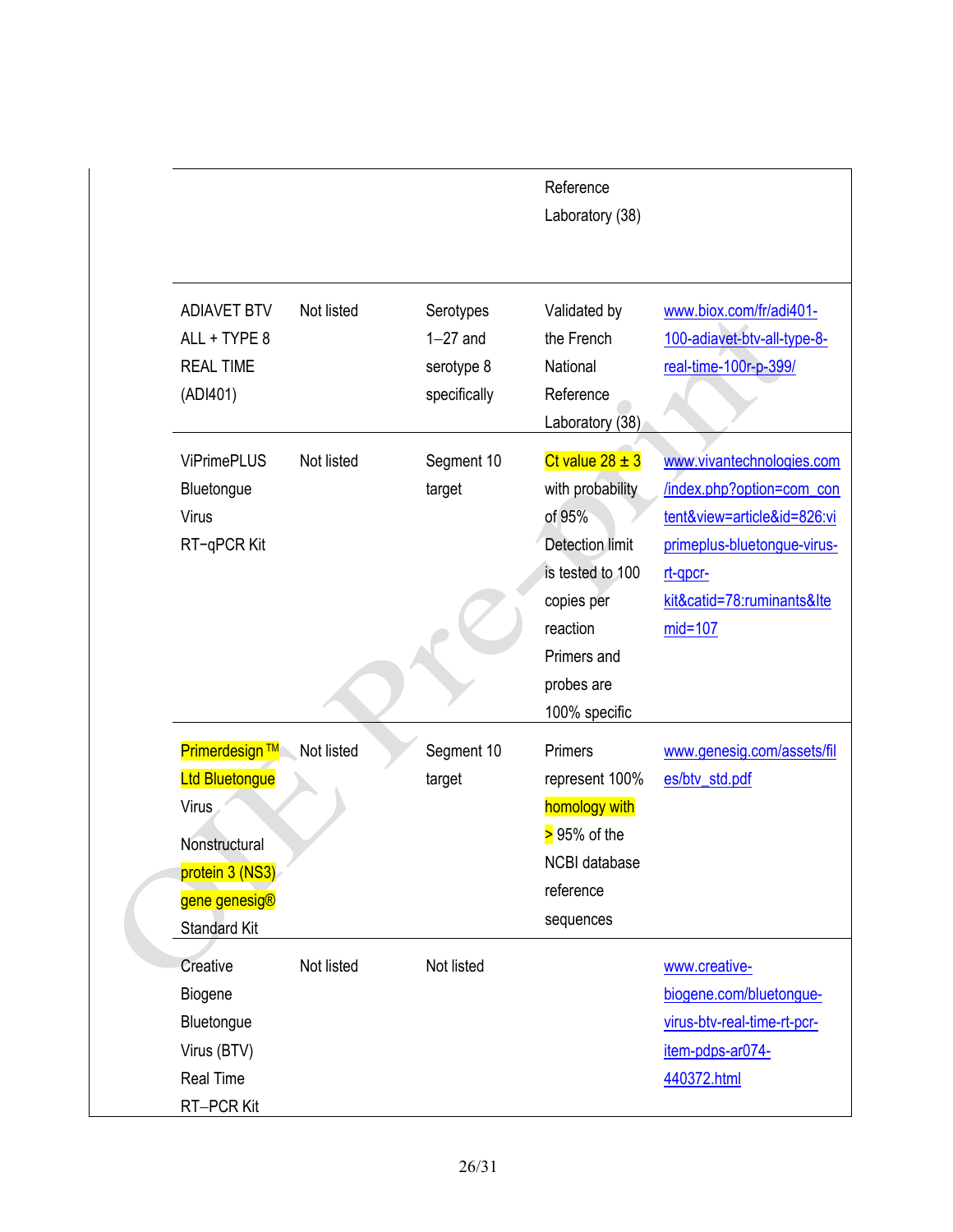|  |  |  | Reference Laboratory (38) |  |
|---|---|---|---|---|
| ADIAVET BTV ALL + TYPE 8 REAL TIME (ADI401) | Not listed | Serotypes 1–27 and serotype 8 specifically | Validated by the French National Reference Laboratory (38) | www.biox.com/fr/adi401-100-adiavet-btv-all-type-8-real-time-100r-p-399/ |
| ViPrimePLUS Bluetongue Virus RT−qPCR Kit | Not listed | Segment 10 target | Ct value 28 ± 3 with probability of 95% Detection limit is tested to 100 copies per reaction Primers and probes are 100% specific | www.vivantechnologies.com/index.php?option=com_content&view=article&id=826:viprimeplus-bluetongue-virus-rt-qpcr-kit&catid=78:ruminants&Itemid=107 |
| Primerdesign ™ Ltd Bluetongue Virus Nonstructural protein 3 (NS3) gene genesig® Standard Kit | Not listed | Segment 10 target | Primers represent 100% homology with > 95% of the NCBI database reference sequences | www.genesig.com/assets/files/btv_std.pdf |
| Creative Biogene Bluetongue Virus (BTV) Real Time RT–PCR Kit | Not listed | Not listed |  | www.creative-biogene.com/bluetongue-virus-btv-real-time-rt-pcr-item-pdps-ar074-440372.html |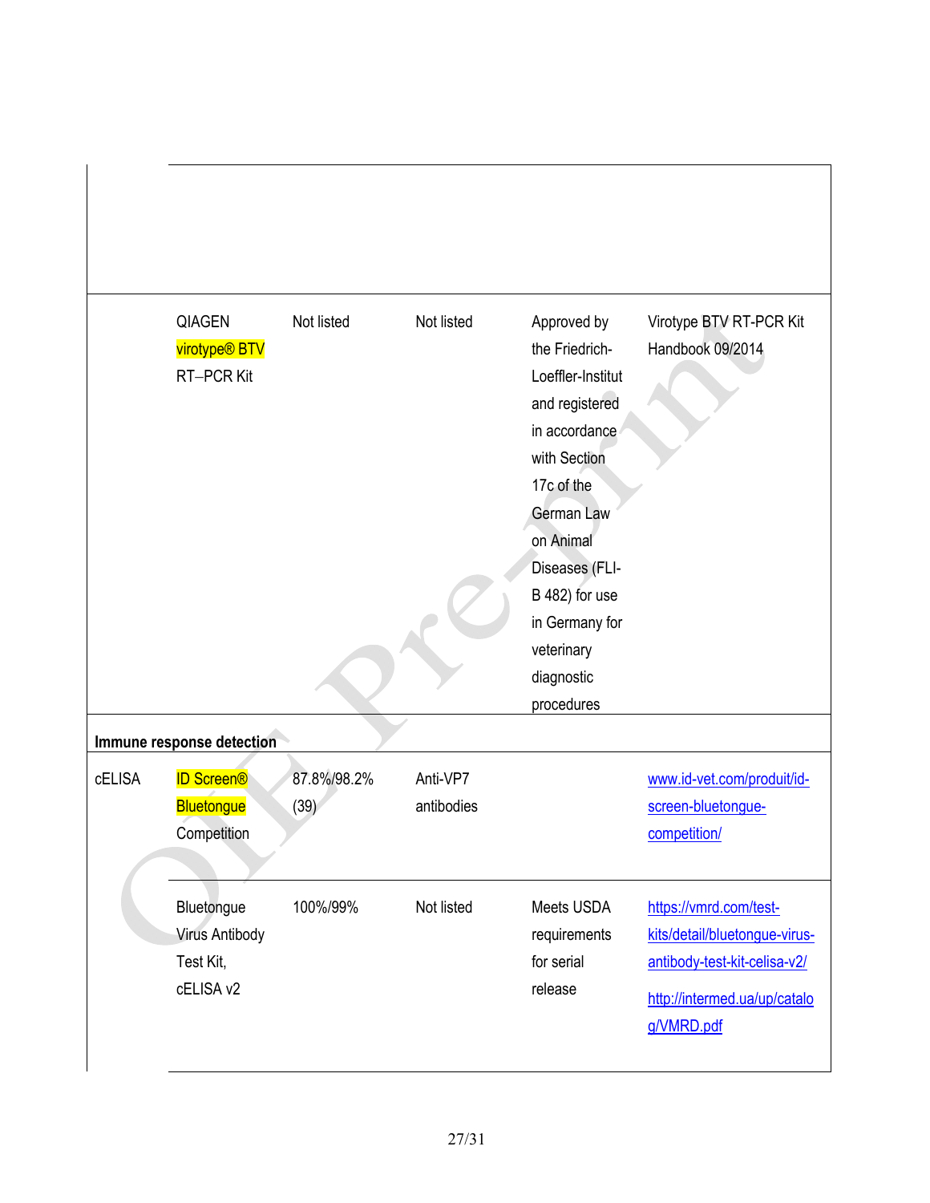| | | | | | |
|---|---|---|---|---|---|
| | | | | | |
| | QIAGEN virotype® BTV RT–PCR Kit | Not listed | Not listed | Approved by the Friedrich-Loeffler-Institut and registered in accordance with Section 17c of the German Law on Animal Diseases (FLI-B 482) for use in Germany for veterinary diagnostic procedures | Virotype BTV RT-PCR Kit Handbook 09/2014 |
| **Immune response detection** | | | | | |
| cELISA | ID Screen® Bluetongue Competition | 87.8%/98.2% (39) | Anti-VP7 antibodies | | www.id-vet.com/produit/id-screen-bluetongue-competition/ |
| | Bluetongue Virus Antibody Test Kit, cELISA v2 | 100%/99% | Not listed | Meets USDA requirements for serial release | https://vmrd.com/test-kits/detail/bluetongue-virus-antibody-test-kit-celisa-v2/ http://intermed.ua/up/catalog/VMRD.pdf |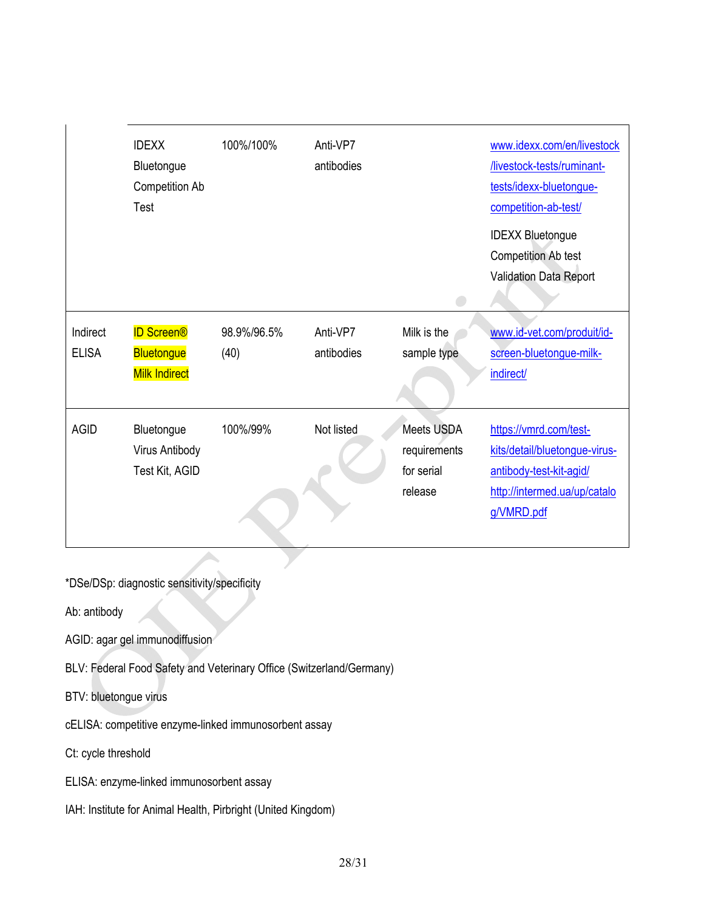| | | | | | |
|---|---|---|---|---|---|
| | IDEXX Bluetongue Competition Ab Test | 100%/100% | Anti-VP7 antibodies | | www.idexx.com/en/livestock/livestock-tests/ruminant-tests/idexx-bluetongue-competition-ab-test/ IDEXX Bluetongue Competition Ab test Validation Data Report |
| Indirect ELISA | ID Screen® Bluetongue Milk Indirect | 98.9%/96.5% (40) | Anti-VP7 antibodies | Milk is the sample type | www.id-vet.com/produit/id-screen-bluetongue-milk-indirect/ |
| AGID | Bluetongue Virus Antibody Test Kit, AGID | 100%/99% | Not listed | Meets USDA requirements for serial release | https://vmrd.com/test-kits/detail/bluetongue-virus-antibody-test-kit-agid/ http://intermed.ua/up/catalog/VMRD.pdf |

*DSe/DSp: diagnostic sensitivity/specificity

Ab: antibody

AGID: agar gel immunodiffusion

BLV: Federal Food Safety and Veterinary Office (Switzerland/Germany)

BTV: bluetongue virus

cELISA: competitive enzyme-linked immunosorbent assay

Ct: cycle threshold

ELISA: enzyme-linked immunosorbent assay

IAH: Institute for Animal Health, Pirbright (United Kingdom)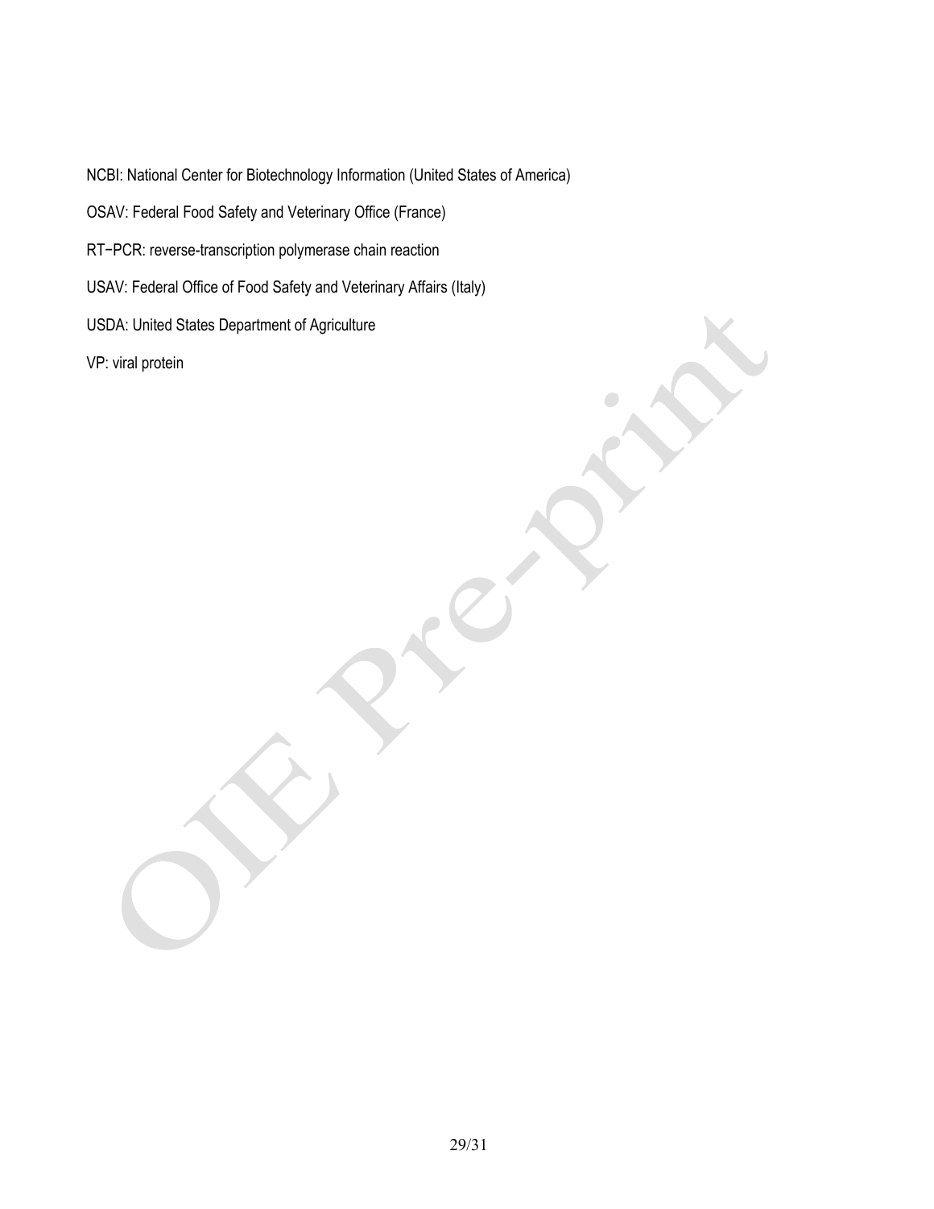NCBI: National Center for Biotechnology Information (United States of America)

OSAV: Federal Food Safety and Veterinary Office (France)

RT−PCR: reverse-transcription polymerase chain reaction

USAV: Federal Office of Food Safety and Veterinary Affairs (Italy)

USDA: United States Department of Agriculture

VP: viral protein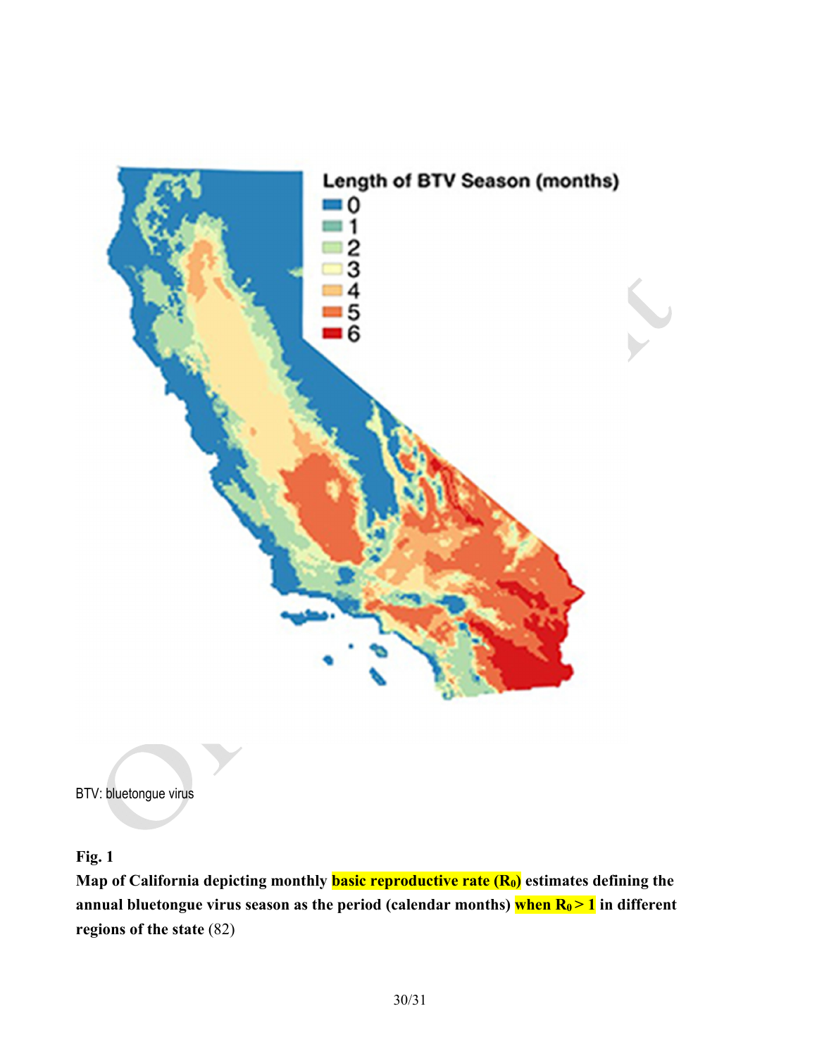BTV: bluetongue virus

**Fig. 1**

**Map of California depicting monthly basic reproductive rate ($R_0$) estimates defining the annual bluetongue virus season as the period (calendar months) when $R_0 > 1$ in different regions of the state** (82)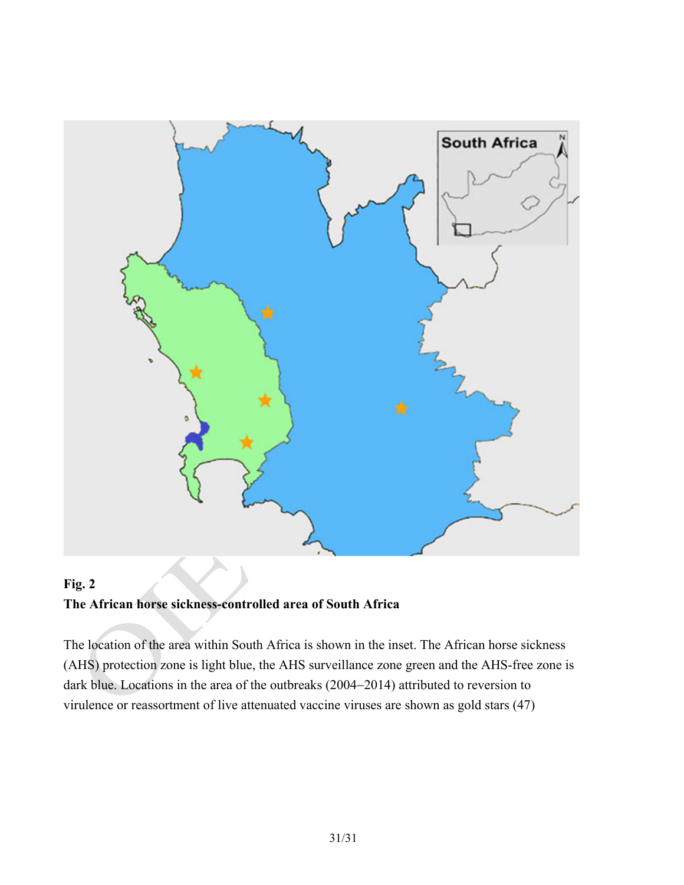South Africa

N

**Fig. 2**
**The African horse sickness-controlled area of South Africa**

The location of the area within South Africa is shown in the inset. The African horse sickness (AHS) protection zone is light blue, the AHS surveillance zone green and the AHS-free zone is dark blue. Locations in the area of the outbreaks (2004–2014) attributed to reversion to virulence or reassortment of live attenuated vaccine viruses are shown as gold stars (47)